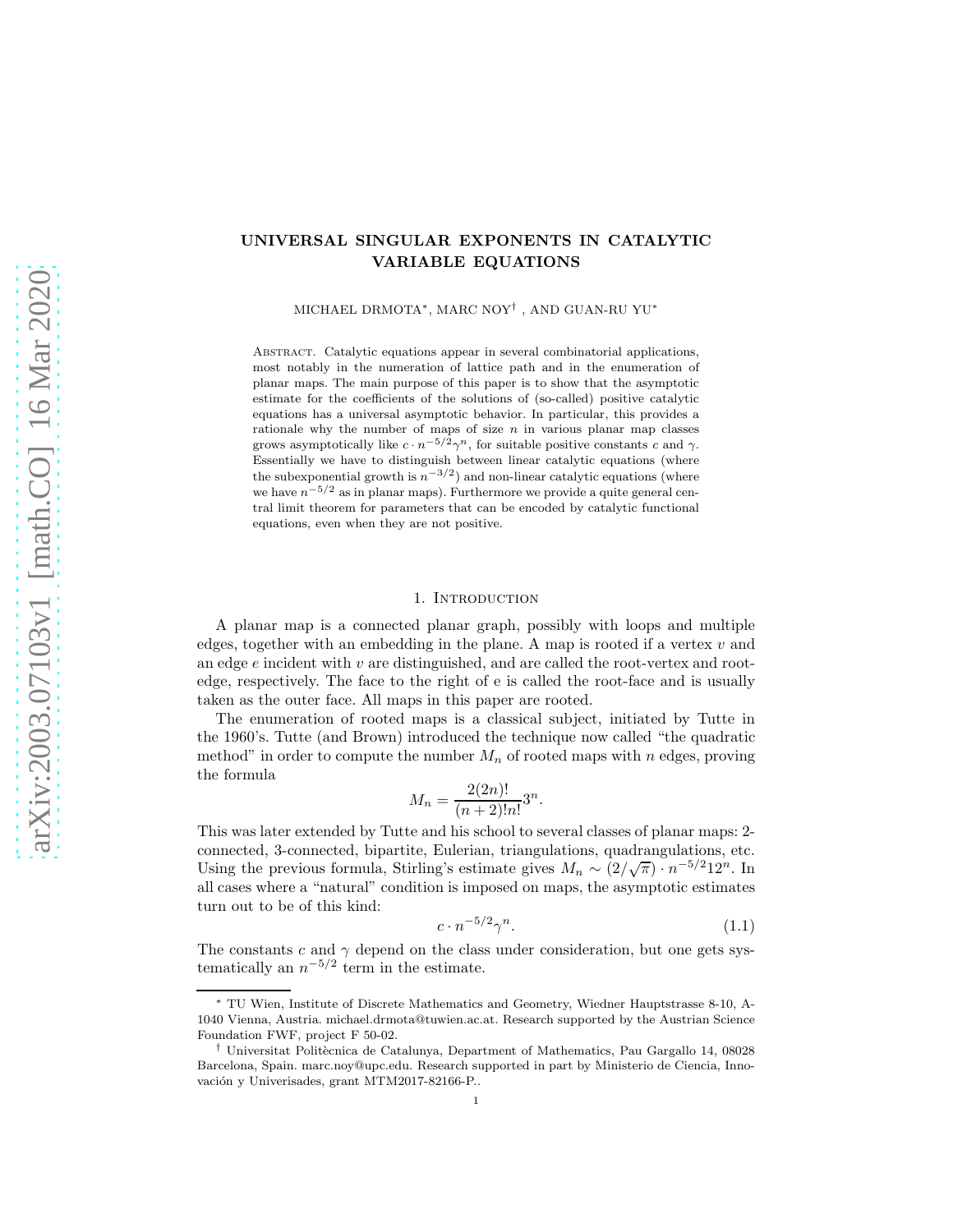# UNIVERSAL SINGULAR EXPONENTS IN CATALYTIC VARIABLE EQUATIONS

MICHAEL DRMOTA[*], MARC NOY[†], AND GUAN-RU YU[*]

Abstract. Catalytic equations appear in several combinatorial applications, most notably in the numeration of lattice path and in the enumeration of planar maps. The main purpose of this paper is to show that the asymptotic estimate for the coefficients of the solutions of (so-called) positive catalytic equations has a universal asymptotic behavior. In particular, this provides a rationale why the number of maps of size $n$ in various planar map classes grows asymptotically like $c \cdot n^{-5/2}\gamma^n$, for suitable positive constants $c$ and $\gamma$. Essentially we have to distinguish between linear catalytic equations (where the subexponential growth is $n^{-3/2}$) and non-linear catalytic equations (where we have $n^{-5/2}$ as in planar maps). Furthermore we provide a quite general central limit theorem for parameters that can be encoded by catalytic functional equations, even when they are not positive.

## 1. Introduction

A planar map is a connected planar graph, possibly with loops and multiple edges, together with an embedding in the plane. A map is rooted if a vertex $v$ and an edge $e$ incident with $v$ are distinguished, and are called the root-vertex and root-edge, respectively. The face to the right of e is called the root-face and is usually taken as the outer face. All maps in this paper are rooted.

The enumeration of rooted maps is a classical subject, initiated by Tutte in the 1960's. Tutte (and Brown) introduced the technique now called "the quadratic method" in order to compute the number $M_n$ of rooted maps with $n$ edges, proving the formula

$$M_n = \frac{2(2n)!}{(n+2)!n!}3^n.$$

This was later extended by Tutte and his school to several classes of planar maps: 2-connected, 3-connected, bipartite, Eulerian, triangulations, quadrangulations, etc. Using the previous formula, Stirling's estimate gives $M_n \sim (2/\sqrt{\pi}) \cdot n^{-5/2}12^n$. In all cases where a "natural" condition is imposed on maps, the asymptotic estimates turn out to be of this kind:

$$c \cdot n^{-5/2}\gamma^n. \tag{1.1}$$

The constants $c$ and $\gamma$ depend on the class under consideration, but one gets systematically an $n^{-5/2}$ term in the estimate.

---

[*] TU Wien, Institute of Discrete Mathematics and Geometry, Wiedner Hauptstrasse 8-10, A-1040 Vienna, Austria. michael.drmota@tuwien.ac.at. Research supported by the Austrian Science Foundation FWF, project F 50-02.

[†] Universitat Politècnica de Catalunya, Department of Mathematics, Pau Gargallo 14, 08028 Barcelona, Spain. marc.noy@upc.edu. Research supported in part by Ministerio de Ciencia, Innovación y Univerisades, grant MTM2017-82166-P..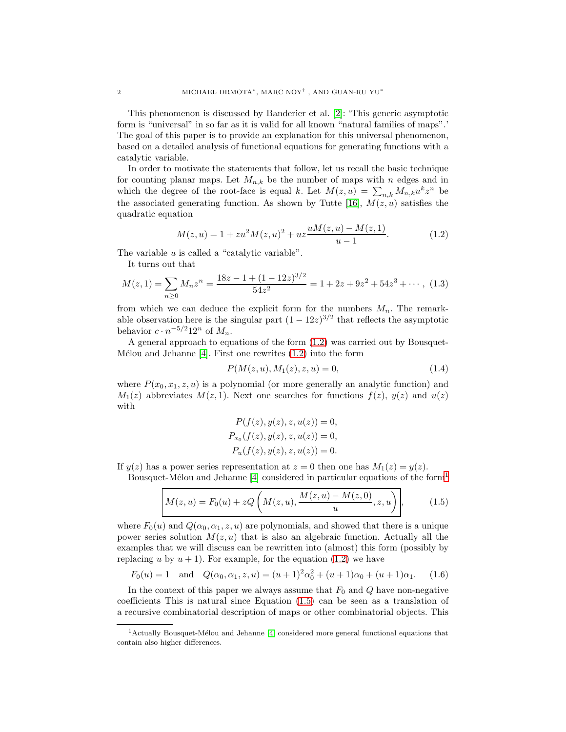This phenomenon is discussed by Banderier et al. [2]: 'This generic asymptotic form is "universal" in so far as it is valid for all known "natural families of maps".' The goal of this paper is to provide an explanation for this universal phenomenon, based on a detailed analysis of functional equations for generating functions with a catalytic variable.

In order to motivate the statements that follow, let us recall the basic technique for counting planar maps. Let $M_{n,k}$ be the number of maps with $n$ edges and in which the degree of the root-face is equal $k$. Let $M(z,u) = \sum_{n,k} M_{n,k} u^k z^n$ be the associated generating function. As shown by Tutte [16], $M(z,u)$ satisfies the quadratic equation

$$M(z,u) = 1 + zu^2 M(z,u)^2 + uz \frac{uM(z,u) - M(z,1)}{u-1}. \tag{1.2}$$

The variable $u$ is called a "catalytic variable".

It turns out that

$$M(z,1) = \sum_{n\ge 0} M_n z^n = \frac{18z - 1 + (1-12z)^{3/2}}{54z^2} = 1 + 2z + 9z^2 + 54z^3 + \cdots, \tag{1.3}$$

from which we can deduce the explicit form for the numbers $M_n$. The remarkable observation here is the singular part $(1-12z)^{3/2}$ that reflects the asymptotic behavior $c \cdot n^{-5/2} 12^n$ of $M_n$.

A general approach to equations of the form (1.2) was carried out by Bousquet-Mélou and Jehanne [4]. First one rewrites (1.2) into the form

$$P(M(z,u), M_1(z), z, u) = 0, \tag{1.4}$$

where $P(x_0, x_1, z, u)$ is a polynomial (or more generally an analytic function) and $M_1(z)$ abbreviates $M(z,1)$. Next one searches for functions $f(z)$, $y(z)$ and $u(z)$ with

$$\begin{aligned} P(f(z), y(z), z, u(z)) &= 0, \\ P_{x_0}(f(z), y(z), z, u(z)) &= 0, \\ P_u(f(z), y(z), z, u(z)) &= 0. \end{aligned}$$

If $y(z)$ has a power series representation at $z=0$ then one has $M_1(z) = y(z)$.

Bousquet-Mélou and Jehanne [4] considered in particular equations of the form[1]

$$\boxed{M(z,u) = F_0(u) + zQ\left(M(z,u), \frac{M(z,u) - M(z,0)}{u}, z, u\right)}, \tag{1.5}$$

where $F_0(u)$ and $Q(\alpha_0, \alpha_1, z, u)$ are polynomials, and showed that there is a unique power series solution $M(z,u)$ that is also an algebraic function. Actually all the examples that we will discuss can be rewritten into (almost) this form (possibly by replacing $u$ by $u+1$). For example, for the equation (1.2) we have

$$F_0(u) = 1 \quad \text{and} \quad Q(\alpha_0, \alpha_1, z, u) = (u+1)^2 \alpha_0^2 + (u+1)\alpha_0 + (u+1)\alpha_1. \tag{1.6}$$

In the context of this paper we always assume that $F_0$ and $Q$ have non-negative coefficients This is natural since Equation (1.5) can be seen as a translation of a recursive combinatorial description of maps or other combinatorial objects. This

[1] Actually Bousquet-Mélou and Jehanne [4] considered more general functional equations that contain also higher differences.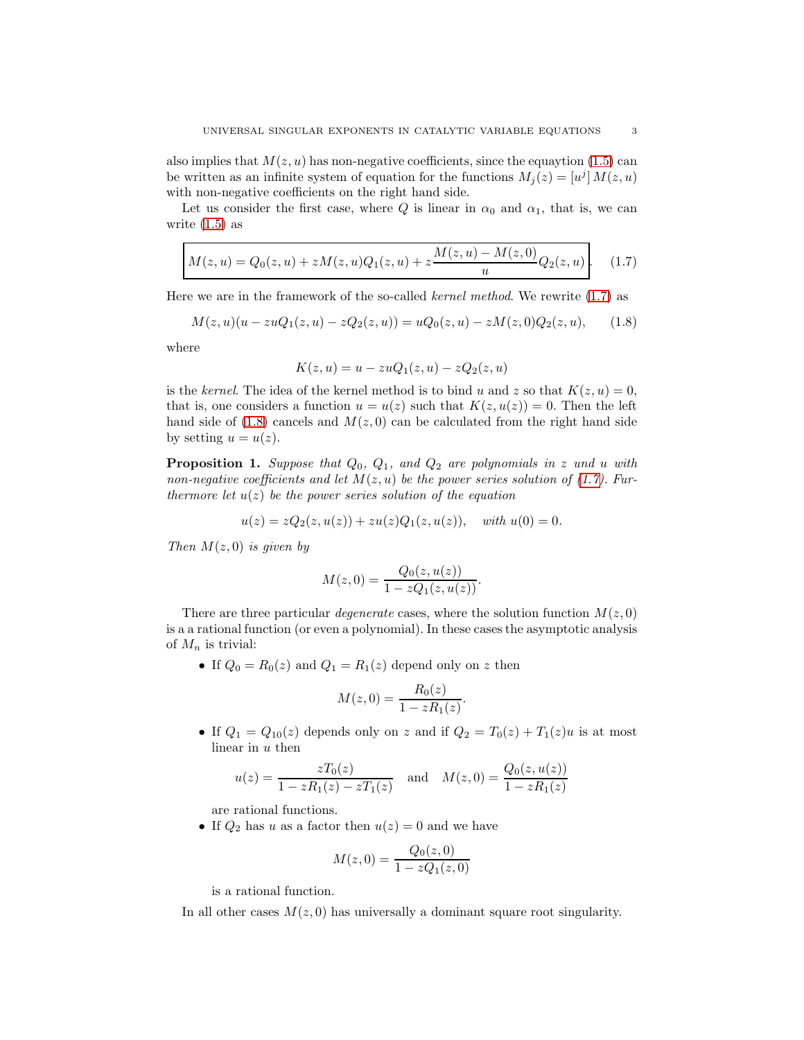also implies that $M(z,u)$ has non-negative coefficients, since the equaytion (1.5) can be written as an infinite system of equation for the functions $M_j(z) = [u^j]\, M(z,u)$ with non-negative coefficients on the right hand side.

Let us consider the first case, where $Q$ is linear in $\alpha_0$ and $\alpha_1$, that is, we can write (1.5) as

$$\boxed{M(z,u) = Q_0(z,u) + zM(z,u)Q_1(z,u) + z\frac{M(z,u) - M(z,0)}{u}Q_2(z,u)}. \tag{1.7}$$

Here we are in the framework of the so-called *kernel method*. We rewrite (1.7) as

$$M(z,u)(u - zuQ_1(z,u) - zQ_2(z,u)) = uQ_0(z,u) - zM(z,0)Q_2(z,u), \tag{1.8}$$

where

$$K(z,u) = u - zuQ_1(z,u) - zQ_2(z,u)$$

is the *kernel*. The idea of the kernel method is to bind $u$ and $z$ so that $K(z,u) = 0$, that is, one considers a function $u = u(z)$ such that $K(z,u(z)) = 0$. Then the left hand side of (1.8) cancels and $M(z,0)$ can be calculated from the right hand side by setting $u = u(z)$.

**Proposition 1.** *Suppose that $Q_0$, $Q_1$, and $Q_2$ are polynomials in $z$ und $u$ with non-negative coefficients and let $M(z,u)$ be the power series solution of (1.7). Furthermore let $u(z)$ be the power series solution of the equation*

$$u(z) = zQ_2(z,u(z)) + zu(z)Q_1(z,u(z)), \quad \textit{with } u(0) = 0.$$

*Then $M(z,0)$ is given by*

$$M(z,0) = \frac{Q_0(z,u(z))}{1 - zQ_1(z,u(z))}.$$

There are three particular *degenerate* cases, where the solution function $M(z,0)$ is a a rational function (or even a polynomial). In these cases the asymptotic analysis of $M_n$ is trivial:

- If $Q_0 = R_0(z)$ and $Q_1 = R_1(z)$ depend only on $z$ then

$$M(z,0) = \frac{R_0(z)}{1 - zR_1(z)}.$$

- If $Q_1 = Q_{10}(z)$ depends only on $z$ and if $Q_2 = T_0(z) + T_1(z)u$ is at most linear in $u$ then

$$u(z) = \frac{zT_0(z)}{1 - zR_1(z) - zT_1(z)} \quad \text{and} \quad M(z,0) = \frac{Q_0(z,u(z))}{1 - zR_1(z)}$$

  are rational functions.
- If $Q_2$ has $u$ as a factor then $u(z) = 0$ and we have

$$M(z,0) = \frac{Q_0(z,0)}{1 - zQ_1(z,0)}$$

  is a rational function.

In all other cases $M(z,0)$ has universally a dominant square root singularity.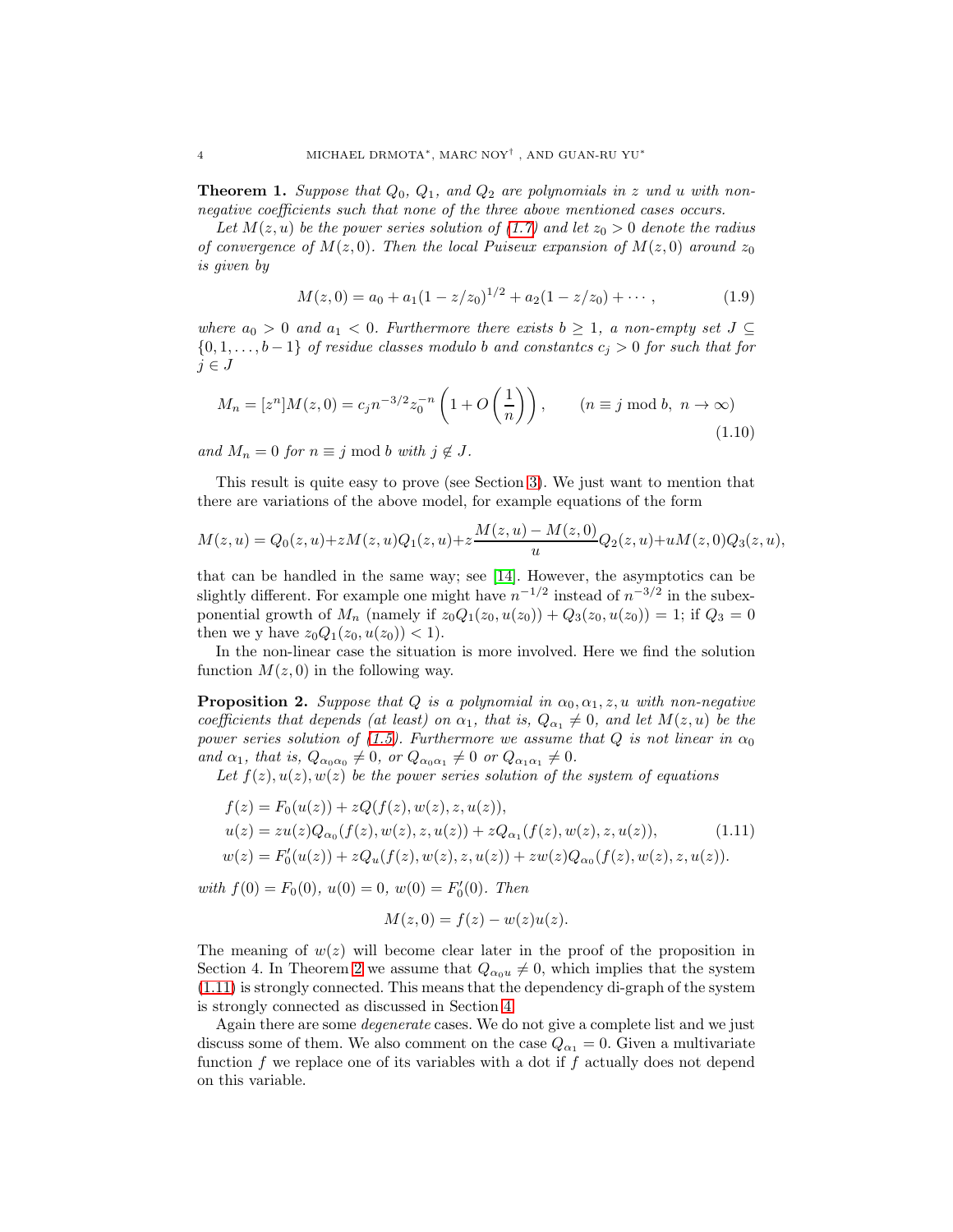**Theorem 1.** *Suppose that $Q_0$, $Q_1$, and $Q_2$ are polynomials in $z$ und $u$ with non-negative coefficients such that none of the three above mentioned cases occurs.*

*Let $M(z,u)$ be the power series solution of (1.7) and let $z_0 > 0$ denote the radius of convergence of $M(z,0)$. Then the local Puiseux expansion of $M(z,0)$ around $z_0$ is given by*

$$M(z,0) = a_0 + a_1(1 - z/z_0)^{1/2} + a_2(1 - z/z_0) + \cdots, \tag{1.9}$$

*where $a_0 > 0$ and $a_1 < 0$. Furthermore there exists $b \geq 1$, a non-empty set $J \subseteq \{0, 1, \ldots, b-1\}$ of residue classes modulo $b$ and constantcs $c_j > 0$ for such that for $j \in J$*

$$M_n = [z^n]M(z,0) = c_j n^{-3/2} z_0^{-n} \left(1 + O\left(\frac{1}{n}\right)\right), \qquad (n \equiv j \bmod b,\ n \to \infty) \tag{1.10}$$

*and $M_n = 0$ for $n \equiv j \bmod b$ with $j \notin J$.*

This result is quite easy to prove (see Section 3). We just want to mention that there are variations of the above model, for example equations of the form

$$M(z,u) = Q_0(z,u) + zM(z,u)Q_1(z,u) + z\frac{M(z,u) - M(z,0)}{u}Q_2(z,u) + uM(z,0)Q_3(z,u),$$

that can be handled in the same way; see [14]. However, the asymptotics can be slightly different. For example one might have $n^{-1/2}$ instead of $n^{-3/2}$ in the subexponential growth of $M_n$ (namely if $z_0Q_1(z_0,u(z_0)) + Q_3(z_0,u(z_0)) = 1$; if $Q_3 = 0$ then we y have $z_0Q_1(z_0,u(z_0)) < 1$).

In the non-linear case the situation is more involved. Here we find the solution function $M(z,0)$ in the following way.

**Proposition 2.** *Suppose that $Q$ is a polynomial in $\alpha_0, \alpha_1, z, u$ with non-negative coefficients that depends (at least) on $\alpha_1$, that is, $Q_{\alpha_1} \neq 0$, and let $M(z,u)$ be the power series solution of (1.5). Furthermore we assume that $Q$ is not linear in $\alpha_0$ and $\alpha_1$, that is, $Q_{\alpha_0\alpha_0} \neq 0$, or $Q_{\alpha_0\alpha_1} \neq 0$ or $Q_{\alpha_1\alpha_1} \neq 0$.*

*Let $f(z), u(z), w(z)$ be the power series solution of the system of equations*

$$\begin{aligned}
f(z) &= F_0(u(z)) + zQ(f(z), w(z), z, u(z)),\\
u(z) &= zu(z)Q_{\alpha_0}(f(z), w(z), z, u(z)) + zQ_{\alpha_1}(f(z), w(z), z, u(z)),\\
w(z) &= F_0'(u(z)) + zQ_u(f(z), w(z), z, u(z)) + zw(z)Q_{\alpha_0}(f(z), w(z), z, u(z)).
\end{aligned} \tag{1.11}$$

*with $f(0) = F_0(0)$, $u(0) = 0$, $w(0) = F_0'(0)$. Then*

$$M(z,0) = f(z) - w(z)u(z).$$

The meaning of $w(z)$ will become clear later in the proof of the proposition in Section 4. In Theorem 2 we assume that $Q_{\alpha_0 u} \neq 0$, which implies that the system (1.11) is strongly connected. This means that the dependency di-graph of the system is strongly connected as discussed in Section 4.

Again there are some *degenerate* cases. We do not give a complete list and we just discuss some of them. We also comment on the case $Q_{\alpha_1} = 0$. Given a multivariate function $f$ we replace one of its variables with a dot if $f$ actually does not depend on this variable.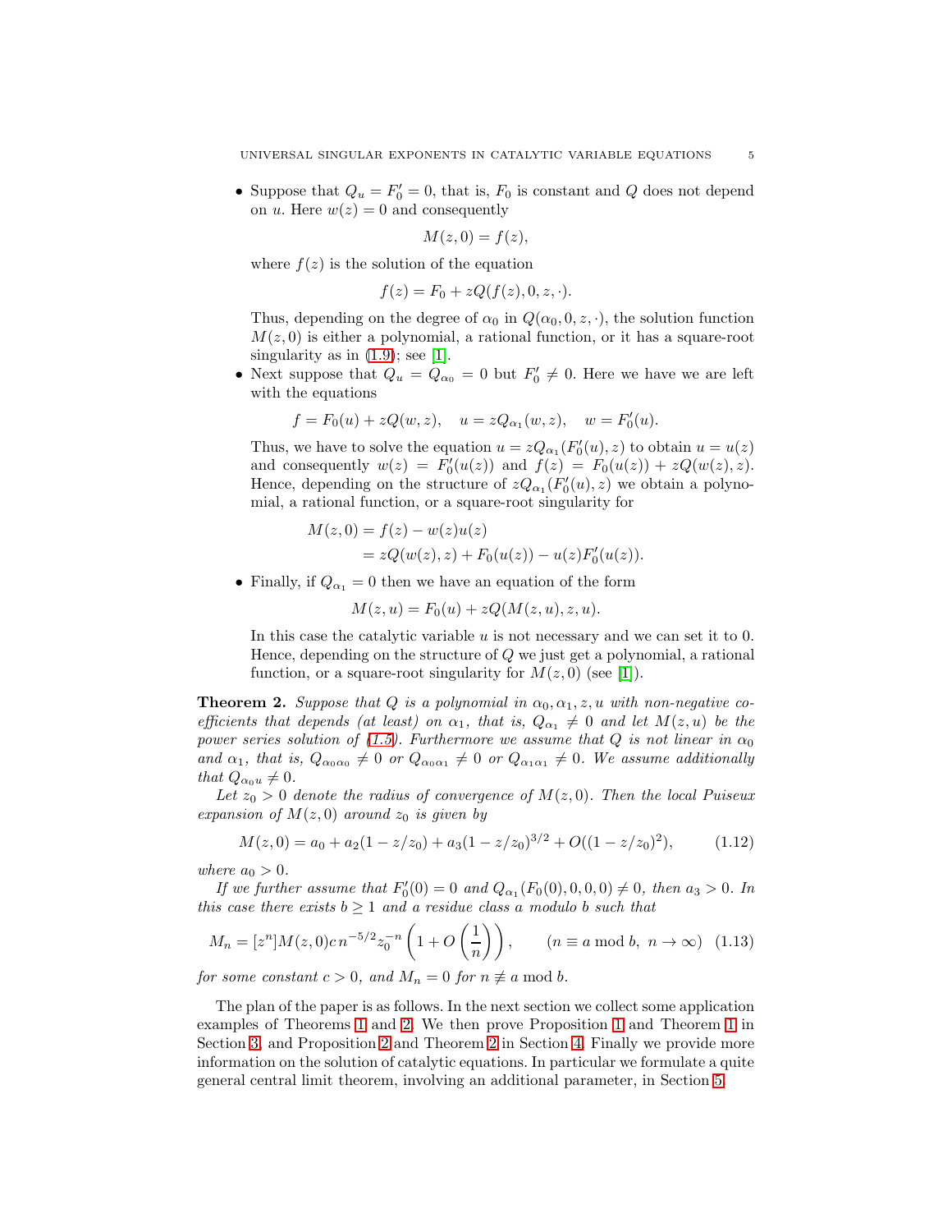- Suppose that $Q_u = F_0' = 0$, that is, $F_0$ is constant and $Q$ does not depend on $u$. Here $w(z) = 0$ and consequently

$$M(z,0) = f(z),$$

where $f(z)$ is the solution of the equation

$$f(z) = F_0 + zQ(f(z), 0, z, \cdot).$$

Thus, depending on the degree of $\alpha_0$ in $Q(\alpha_0, 0, z, \cdot)$, the solution function $M(z,0)$ is either a polynomial, a rational function, or it has a square-root singularity as in (1.9); see [1].

- Next suppose that $Q_u = Q_{\alpha_0} = 0$ but $F_0' \neq 0$. Here we have we are left with the equations

$$f = F_0(u) + zQ(w,z), \quad u = zQ_{\alpha_1}(w,z), \quad w = F_0'(u).$$

Thus, we have to solve the equation $u = zQ_{\alpha_1}(F_0'(u), z)$ to obtain $u = u(z)$ and consequently $w(z) = F_0'(u(z))$ and $f(z) = F_0(u(z)) + zQ(w(z), z)$. Hence, depending on the structure of $zQ_{\alpha_1}(F_0'(u), z)$ we obtain a polynomial, a rational function, or a square-root singularity for

$$\begin{aligned} M(z,0) &= f(z) - w(z)u(z) \\ &= zQ(w(z), z) + F_0(u(z)) - u(z)F_0'(u(z)). \end{aligned}$$

- Finally, if $Q_{\alpha_1} = 0$ then we have an equation of the form

$$M(z,u) = F_0(u) + zQ(M(z,u), z, u).$$

In this case the catalytic variable $u$ is not necessary and we can set it to 0. Hence, depending on the structure of $Q$ we just get a polynomial, a rational function, or a square-root singularity for $M(z,0)$ (see [1]).

**Theorem 2.** *Suppose that $Q$ is a polynomial in $\alpha_0, \alpha_1, z, u$ with non-negative coefficients that depends (at least) on $\alpha_1$, that is, $Q_{\alpha_1} \neq 0$ and let $M(z,u)$ be the power series solution of (1.5). Furthermore we assume that $Q$ is not linear in $\alpha_0$ and $\alpha_1$, that is, $Q_{\alpha_0\alpha_0} \neq 0$ or $Q_{\alpha_0\alpha_1} \neq 0$ or $Q_{\alpha_1\alpha_1} \neq 0$. We assume additionally that $Q_{\alpha_0 u} \neq 0$.*

*Let $z_0 > 0$ denote the radius of convergence of $M(z,0)$. Then the local Puiseux expansion of $M(z,0)$ around $z_0$ is given by*

$$M(z,0) = a_0 + a_2(1 - z/z_0) + a_3(1 - z/z_0)^{3/2} + O((1 - z/z_0)^2), \tag{1.12}$$

*where $a_0 > 0$.*

*If we further assume that $F_0'(0) = 0$ and $Q_{\alpha_1}(F_0(0), 0, 0, 0) \neq 0$, then $a_3 > 0$. In this case there exists $b \geq 1$ and a residue class $a$ modulo $b$ such that*

$$M_n = [z^n]M(z,0) c\, n^{-5/2} z_0^{-n} \left(1 + O\left(\frac{1}{n}\right)\right), \qquad (n \equiv a \bmod b, \ n \to \infty) \tag{1.13}$$

*for some constant $c > 0$, and $M_n = 0$ for $n \not\equiv a \bmod b$.*

The plan of the paper is as follows. In the next section we collect some application examples of Theorems 1 and 2. We then prove Proposition 1 and Theorem 1 in Section 3, and Proposition 2 and Theorem 2 in Section 4. Finally we provide more information on the solution of catalytic equations. In particular we formulate a quite general central limit theorem, involving an additional parameter, in Section 5.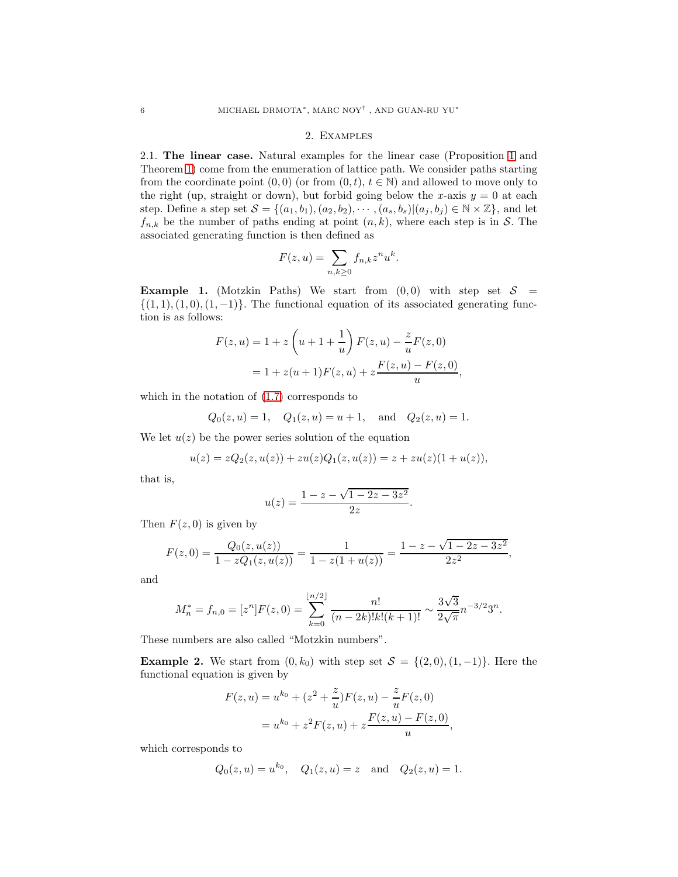## 2. Examples

2.1. **The linear case.** Natural examples for the linear case (Proposition 1 and Theorem 1) come from the enumeration of lattice path. We consider paths starting from the coordinate point $(0,0)$ (or from $(0,t)$, $t \in \mathbb{N}$) and allowed to move only to the right (up, straight or down), but forbid going below the $x$-axis $y = 0$ at each step. Define a step set $\mathcal{S} = \{(a_1, b_1), (a_2, b_2), \cdots, (a_s, b_s) | (a_j, b_j) \in \mathbb{N} \times \mathbb{Z}\}$, and let $f_{n,k}$ be the number of paths ending at point $(n, k)$, where each step is in $\mathcal{S}$. The associated generating function is then defined as

$$F(z, u) = \sum_{n,k \geq 0} f_{n,k} z^n u^k.$$

**Example 1.** (Motzkin Paths) We start from $(0,0)$ with step set $\mathcal{S} = \{(1,1), (1,0), (1,-1)\}$. The functional equation of its associated generating function is as follows:

$$\begin{aligned} F(z,u) &= 1 + z\left(u + 1 + \frac{1}{u}\right) F(z,u) - \frac{z}{u} F(z,0) \\ &= 1 + z(u+1)F(z,u) + z\frac{F(z,u) - F(z,0)}{u}, \end{aligned}$$

which in the notation of (1.7) corresponds to

$$Q_0(z,u) = 1, \quad Q_1(z,u) = u + 1, \quad \text{and} \quad Q_2(z,u) = 1.$$

We let $u(z)$ be the power series solution of the equation

$$u(z) = zQ_2(z, u(z)) + zu(z)Q_1(z, u(z)) = z + zu(z)(1 + u(z)),$$

that is,

$$u(z) = \frac{1 - z - \sqrt{1 - 2z - 3z^2}}{2z}.$$

Then $F(z, 0)$ is given by

$$F(z,0) = \frac{Q_0(z, u(z))}{1 - zQ_1(z, u(z))} = \frac{1}{1 - z(1 + u(z))} = \frac{1 - z - \sqrt{1 - 2z - 3z^2}}{2z^2},$$

and

$$M_n^* = f_{n,0} = [z^n]F(z,0) = \sum_{k=0}^{\lfloor n/2 \rfloor} \frac{n!}{(n-2k)!k!(k+1)!} \sim \frac{3\sqrt{3}}{2\sqrt{\pi}} n^{-3/2} 3^n.$$

These numbers are also called "Motzkin numbers".

**Example 2.** We start from $(0, k_0)$ with step set $\mathcal{S} = \{(2,0), (1,-1)\}$. Here the functional equation is given by

$$\begin{aligned} F(z,u) &= u^{k_0} + (z^2 + \frac{z}{u})F(z,u) - \frac{z}{u}F(z,0) \\ &= u^{k_0} + z^2 F(z,u) + z\frac{F(z,u) - F(z,0)}{u}, \end{aligned}$$

which corresponds to

$$Q_0(z,u) = u^{k_0}, \quad Q_1(z,u) = z \quad \text{and} \quad Q_2(z,u) = 1.$$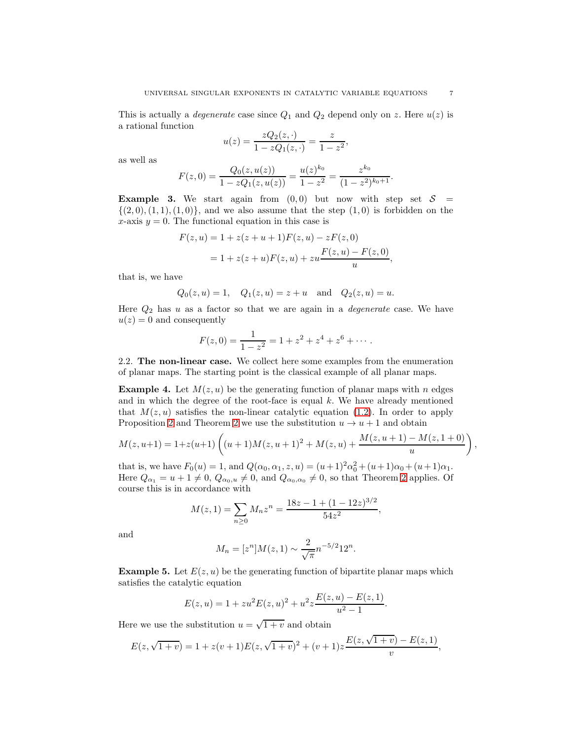This is actually a *degenerate* case since $Q_1$ and $Q_2$ depend only on $z$. Here $u(z)$ is a rational function

$$u(z) = \frac{zQ_2(z,\cdot)}{1 - zQ_1(z,\cdot)} = \frac{z}{1-z^2},$$

as well as

$$F(z,0) = \frac{Q_0(z,u(z))}{1 - zQ_1(z,u(z))} = \frac{u(z)^{k_0}}{1-z^2} = \frac{z^{k_0}}{(1-z^2)^{k_0+1}}.$$

**Example 3.** We start again from $(0,0)$ but now with step set $\mathcal{S} = \{(2,0),(1,1),(1,0)\}$, and we also assume that the step $(1,0)$ is forbidden on the $x$-axis $y=0$. The functional equation in this case is

$$\begin{aligned} F(z,u) &= 1 + z(z+u+1)F(z,u) - zF(z,0) \\ &= 1 + z(z+u)F(z,u) + zu\frac{F(z,u) - F(z,0)}{u}, \end{aligned}$$

that is, we have

$$Q_0(z,u) = 1, \quad Q_1(z,u) = z+u \quad \text{and} \quad Q_2(z,u) = u.$$

Here $Q_2$ has $u$ as a factor so that we are again in a *degenerate* case. We have $u(z) = 0$ and consequently

$$F(z,0) = \frac{1}{1-z^2} = 1 + z^2 + z^4 + z^6 + \cdots.$$

## 2.2. The non-linear case.

We collect here some examples from the enumeration of planar maps. The starting point is the classical example of all planar maps.

**Example 4.** Let $M(z,u)$ be the generating function of planar maps with $n$ edges and in which the degree of the root-face is equal $k$. We have already mentioned that $M(z,u)$ satisfies the non-linear catalytic equation (1.2). In order to apply Proposition 2 and Theorem 2 we use the substitution $u \to u+1$ and obtain

$$M(z,u+1) = 1 + z(u+1)\left((u+1)M(z,u+1)^2 + M(z,u) + \frac{M(z,u+1) - M(z,1+0)}{u}\right),$$

that is, we have $F_0(u) = 1$, and $Q(\alpha_0,\alpha_1,z,u) = (u+1)^2\alpha_0^2 + (u+1)\alpha_0 + (u+1)\alpha_1$. Here $Q_{\alpha_1} = u+1 \neq 0$, $Q_{\alpha_0,u} \neq 0$, and $Q_{\alpha_0,\alpha_0} \neq 0$, so that Theorem 2 applies. Of course this is in accordance with

$$M(z,1) = \sum_{n\ge 0} M_n z^n = \frac{18z - 1 + (1-12z)^{3/2}}{54z^2},$$

and

$$M_n = [z^n]M(z,1) \sim \frac{2}{\sqrt{\pi}} n^{-5/2} 12^n.$$

**Example 5.** Let $E(z,u)$ be the generating function of bipartite planar maps which satisfies the catalytic equation

$$E(z,u) = 1 + zu^2E(z,u)^2 + u^2z\frac{E(z,u) - E(z,1)}{u^2-1}.$$

Here we use the substitution $u = \sqrt{1+v}$ and obtain

$$E(z,\sqrt{1+v}) = 1 + z(v+1)E(z,\sqrt{1+v})^2 + (v+1)z\frac{E(z,\sqrt{1+v}) - E(z,1)}{v},$$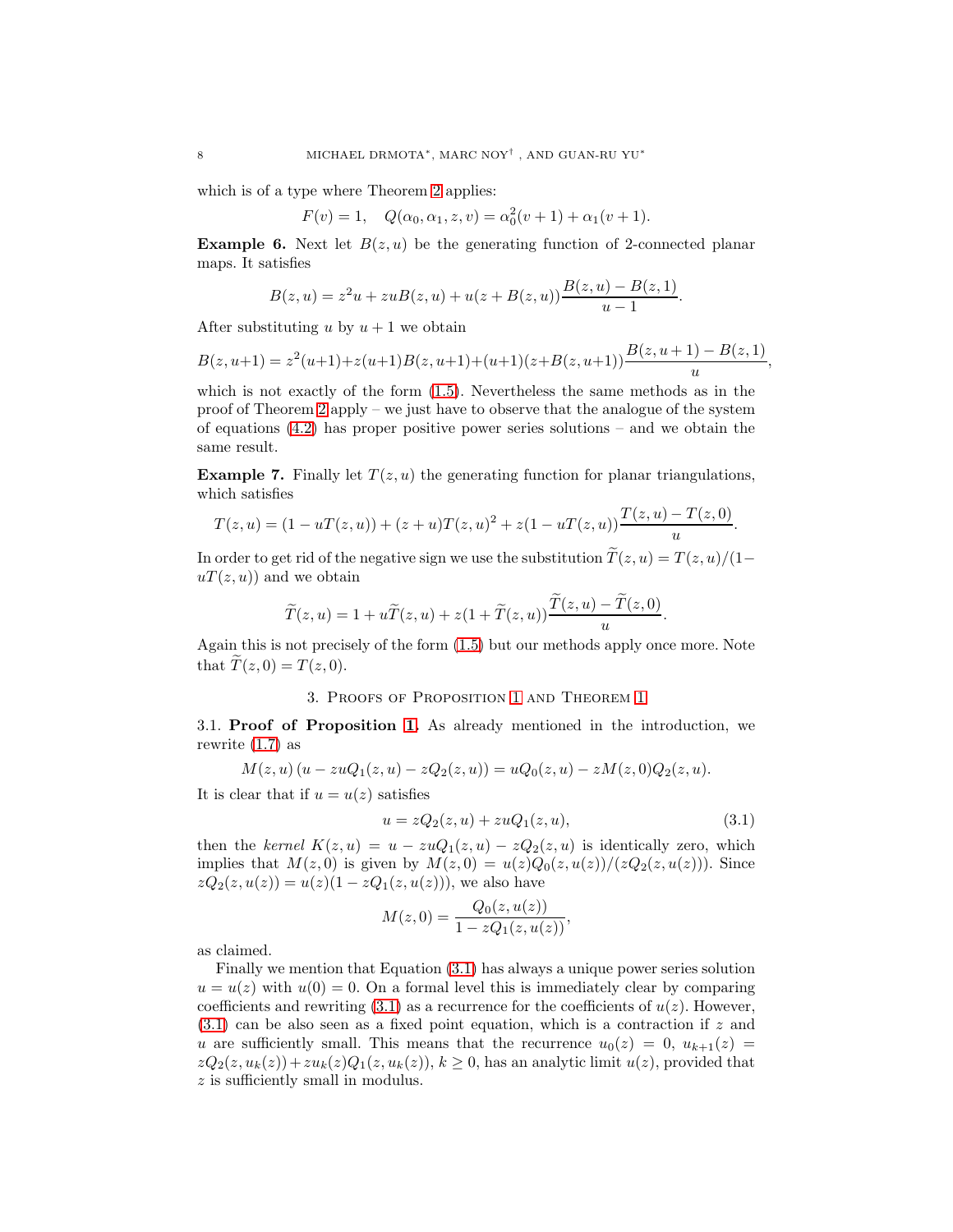which is of a type where Theorem 2 applies:

$$F(v) = 1, \quad Q(\alpha_0, \alpha_1, z, v) = \alpha_0^2(v+1) + \alpha_1(v+1).$$

**Example 6.** Next let $B(z,u)$ be the generating function of 2-connected planar maps. It satisfies

$$B(z,u) = z^2u + zuB(z,u) + u(z + B(z,u))\frac{B(z,u) - B(z,1)}{u-1}.$$

After substituting $u$ by $u+1$ we obtain

$$B(z,u+1) = z^2(u+1) + z(u+1)B(z,u+1) + (u+1)(z+B(z,u+1))\frac{B(z,u+1) - B(z,1)}{u},$$

which is not exactly of the form (1.5). Nevertheless the same methods as in the proof of Theorem 2 apply – we just have to observe that the analogue of the system of equations (4.2) has proper positive power series solutions – and we obtain the same result.

**Example 7.** Finally let $T(z,u)$ the generating function for planar triangulations, which satisfies

$$T(z,u) = (1 - uT(z,u)) + (z+u)T(z,u)^2 + z(1 - uT(z,u))\frac{T(z,u) - T(z,0)}{u}.$$

In order to get rid of the negative sign we use the substitution $\widetilde{T}(z,u) = T(z,u)/(1 - uT(z,u))$ and we obtain

$$\widetilde{T}(z,u) = 1 + u\widetilde{T}(z,u) + z(1 + \widetilde{T}(z,u))\frac{\widetilde{T}(z,u) - \widetilde{T}(z,0)}{u}.$$

Again this is not precisely of the form (1.5) but our methods apply once more. Note that $\widetilde{T}(z,0) = T(z,0)$.

## 3. Proofs of Proposition 1 and Theorem 1

**3.1. Proof of Proposition 1.** As already mentioned in the introduction, we rewrite (1.7) as

$$M(z,u)\left(u - zuQ_1(z,u) - zQ_2(z,u)\right) = uQ_0(z,u) - zM(z,0)Q_2(z,u).$$

It is clear that if $u = u(z)$ satisfies

$$u = zQ_2(z,u) + zuQ_1(z,u), \tag{3.1}$$

then the *kernel* $K(z,u) = u - zuQ_1(z,u) - zQ_2(z,u)$ is identically zero, which implies that $M(z,0)$ is given by $M(z,0) = u(z)Q_0(z,u(z))/(zQ_2(z,u(z)))$. Since $zQ_2(z,u(z)) = u(z)(1 - zQ_1(z,u(z)))$, we also have

$$M(z,0) = \frac{Q_0(z,u(z))}{1 - zQ_1(z,u(z))},$$

as claimed.

Finally we mention that Equation (3.1) has always a unique power series solution $u = u(z)$ with $u(0) = 0$. On a formal level this is immediately clear by comparing coefficients and rewriting (3.1) as a recurrence for the coefficients of $u(z)$. However, (3.1) can be also seen as a fixed point equation, which is a contraction if $z$ and $u$ are sufficiently small. This means that the recurrence $u_0(z) = 0$, $u_{k+1}(z) = zQ_2(z,u_k(z)) + zu_k(z)Q_1(z,u_k(z))$, $k \ge 0$, has an analytic limit $u(z)$, provided that $z$ is sufficiently small in modulus.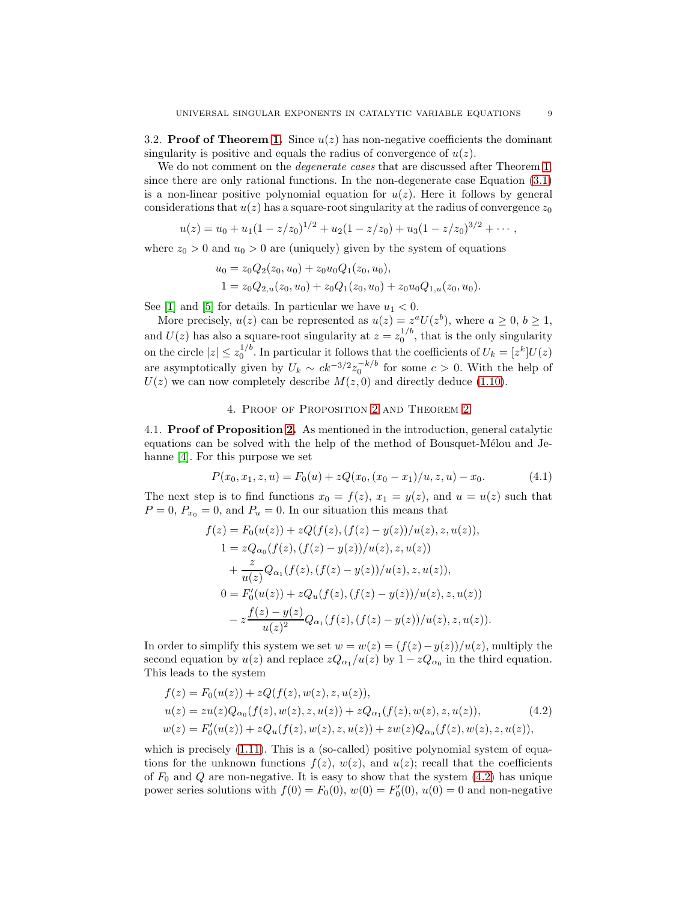### 3.2. **Proof of Theorem 1.**

Since $u(z)$ has non-negative coefficients the dominant singularity is positive and equals the radius of convergence of $u(z)$.

We do not comment on the *degenerate cases* that are discussed after Theorem 1, since there are only rational functions. In the non-degenerate case Equation (3.1) is a non-linear positive polynomial equation for $u(z)$. Here it follows by general considerations that $u(z)$ has a square-root singularity at the radius of convergence $z_0$

$$u(z) = u_0 + u_1(1 - z/z_0)^{1/2} + u_2(1 - z/z_0) + u_3(1 - z/z_0)^{3/2} + \cdots ,$$

where $z_0 > 0$ and $u_0 > 0$ are (uniquely) given by the system of equations

$$\begin{aligned}
u_0 &= z_0 Q_2(z_0, u_0) + z_0 u_0 Q_1(z_0, u_0), \\
1 &= z_0 Q_{2,u}(z_0, u_0) + z_0 Q_1(z_0, u_0) + z_0 u_0 Q_{1,u}(z_0, u_0).
\end{aligned}$$

See [1] and [5] for details. In particular we have $u_1 < 0$.

More precisely, $u(z)$ can be represented as $u(z) = z^a U(z^b)$, where $a \ge 0$, $b \ge 1$, and $U(z)$ has also a square-root singularity at $z = z_0^{1/b}$, that is the only singularity on the circle $|z| \le z_0^{1/b}$. In particular it follows that the coefficients of $U_k = [z^k]U(z)$ are asymptotically given by $U_k \sim c k^{-3/2} z_0^{-k/b}$ for some $c > 0$. With the help of $U(z)$ we can now completely describe $M(z, 0)$ and directly deduce (1.10).

## 4. Proof of Proposition 2 and Theorem 2

### 4.1. **Proof of Proposition 2.**

As mentioned in the introduction, general catalytic equations can be solved with the help of the method of Bousquet-Mélou and Jehanne [4]. For this purpose we set

$$P(x_0, x_1, z, u) = F_0(u) + zQ(x_0, (x_0 - x_1)/u, z, u) - x_0. \tag{4.1}$$

The next step is to find functions $x_0 = f(z)$, $x_1 = y(z)$, and $u = u(z)$ such that $P = 0$, $P_{x_0} = 0$, and $P_u = 0$. In our situation this means that

$$\begin{aligned}
f(z) &= F_0(u(z)) + zQ(f(z), (f(z) - y(z))/u(z), z, u(z)), \\
1 &= zQ_{\alpha_0}(f(z), (f(z) - y(z))/u(z), z, u(z)) \\
&\quad + \frac{z}{u(z)} Q_{\alpha_1}(f(z), (f(z) - y(z))/u(z), z, u(z)), \\
0 &= F_0'(u(z)) + zQ_u(f(z), (f(z) - y(z))/u(z), z, u(z)) \\
&\quad - z\frac{f(z) - y(z)}{u(z)^2} Q_{\alpha_1}(f(z), (f(z) - y(z))/u(z), z, u(z)).
\end{aligned}$$

In order to simplify this system we set $w = w(z) = (f(z) - y(z))/u(z)$, multiply the second equation by $u(z)$ and replace $zQ_{\alpha_1}/u(z)$ by $1 - zQ_{\alpha_0}$ in the third equation. This leads to the system

$$\begin{aligned}
f(z) &= F_0(u(z)) + zQ(f(z), w(z), z, u(z)), \\
u(z) &= zu(z)Q_{\alpha_0}(f(z), w(z), z, u(z)) + zQ_{\alpha_1}(f(z), w(z), z, u(z)), \\
w(z) &= F_0'(u(z)) + zQ_u(f(z), w(z), z, u(z)) + zw(z)Q_{\alpha_0}(f(z), w(z), z, u(z)),
\end{aligned} \tag{4.2}$$

which is precisely (1.11). This is a (so-called) positive polynomial system of equations for the unknown functions $f(z)$, $w(z)$, and $u(z)$; recall that the coefficients of $F_0$ and $Q$ are non-negative. It is easy to show that the system (4.2) has unique power series solutions with $f(0) = F_0(0)$, $w(0) = F_0'(0)$, $u(0) = 0$ and non-negative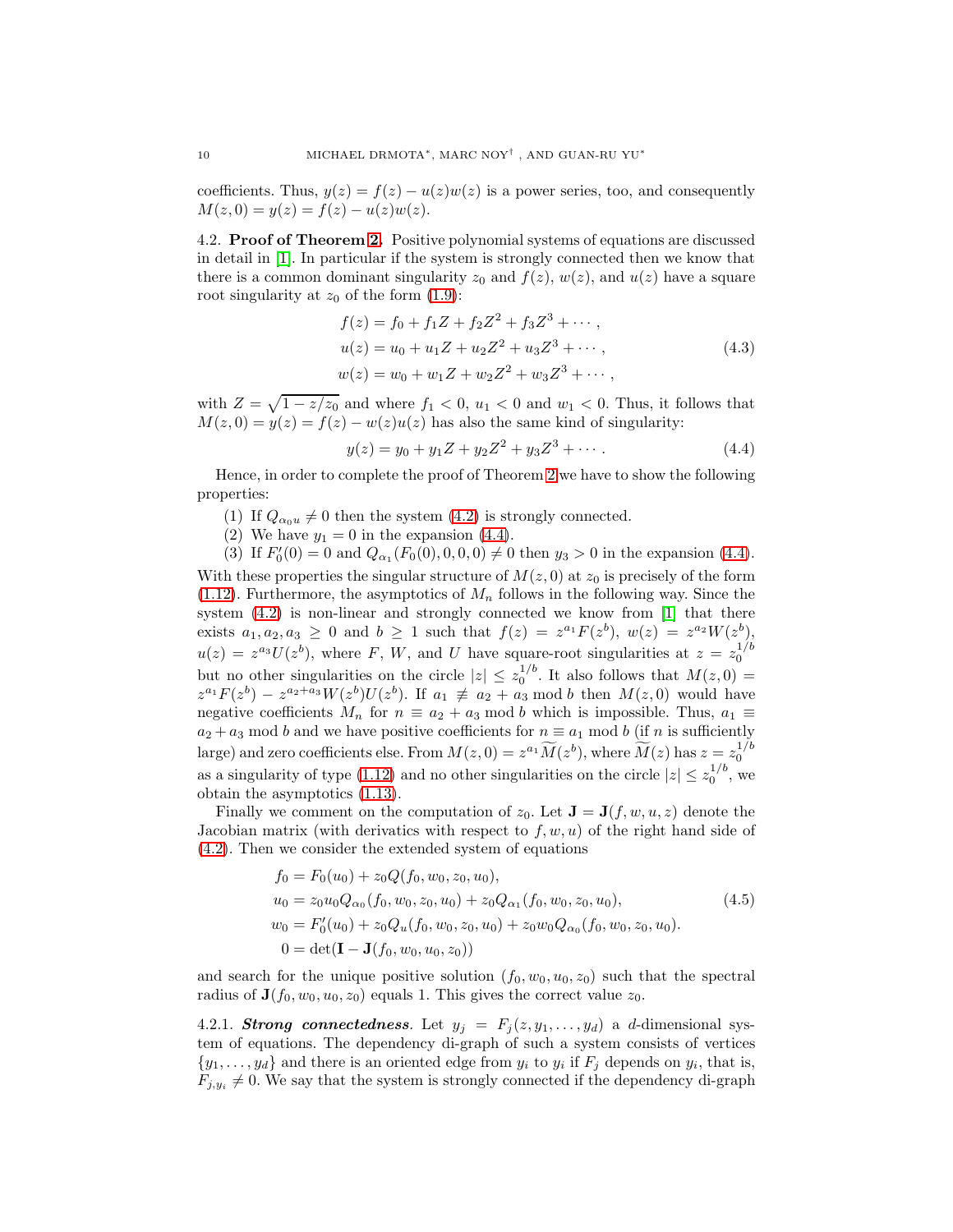coefficients. Thus, $y(z) = f(z) - u(z)w(z)$ is a power series, too, and consequently $M(z,0) = y(z) = f(z) - u(z)w(z)$.

4.2. **Proof of Theorem 2.** Positive polynomial systems of equations are discussed in detail in [1]. In particular if the system is strongly connected then we know that there is a common dominant singularity $z_0$ and $f(z)$, $w(z)$, and $u(z)$ have a square root singularity at $z_0$ of the form (1.9):

$$
\begin{aligned}
f(z) &= f_0 + f_1 Z + f_2 Z^2 + f_3 Z^3 + \cdots, \\
u(z) &= u_0 + u_1 Z + u_2 Z^2 + u_3 Z^3 + \cdots, \\
w(z) &= w_0 + w_1 Z + w_2 Z^2 + w_3 Z^3 + \cdots,
\end{aligned} \tag{4.3}
$$

with $Z = \sqrt{1 - z/z_0}$ and where $f_1 < 0$, $u_1 < 0$ and $w_1 < 0$. Thus, it follows that $M(z,0) = y(z) = f(z) - w(z)u(z)$ has also the same kind of singularity:

$$
y(z) = y_0 + y_1 Z + y_2 Z^2 + y_3 Z^3 + \cdots. \tag{4.4}
$$

Hence, in order to complete the proof of Theorem 2 we have to show the following properties:

1. If $Q_{\alpha_0 u} \neq 0$ then the system (4.2) is strongly connected.
2. We have $y_1 = 0$ in the expansion (4.4).
3. If $F_0'(0) = 0$ and $Q_{\alpha_1}(F_0(0), 0, 0, 0) \neq 0$ then $y_3 > 0$ in the expansion (4.4).

With these properties the singular structure of $M(z,0)$ at $z_0$ is precisely of the form (1.12). Furthermore, the asymptotics of $M_n$ follows in the following way. Since the system (4.2) is non-linear and strongly connected we know from [1] that there exists $a_1, a_2, a_3 \geq 0$ and $b \geq 1$ such that $f(z) = z^{a_1} F(z^b)$, $w(z) = z^{a_2} W(z^b)$, $u(z) = z^{a_3} U(z^b)$, where $F$, $W$, and $U$ have square-root singularities at $z = z_0^{1/b}$ but no other singularities on the circle $|z| \leq z_0^{1/b}$. It also follows that $M(z,0) = z^{a_1} F(z^b) - z^{a_2 + a_3} W(z^b) U(z^b)$. If $a_1 \not\equiv a_2 + a_3 \bmod b$ then $M(z,0)$ would have negative coefficients $M_n$ for $n \equiv a_2 + a_3 \bmod b$ which is impossible. Thus, $a_1 \equiv a_2 + a_3 \bmod b$ and we have positive coefficients for $n \equiv a_1 \bmod b$ (if $n$ is sufficiently large) and zero coefficients else. From $M(z,0) = z^{a_1} \widetilde{M}(z^b)$, where $\widetilde{M}(z)$ has $z = z_0^{1/b}$ as a singularity of type (1.12) and no other singularities on the circle $|z| \leq z_0^{1/b}$, we obtain the asymptotics (1.13).

Finally we comment on the computation of $z_0$. Let $\mathbf{J} = \mathbf{J}(f, w, u, z)$ denote the Jacobian matrix (with derivatics with respect to $f, w, u$) of the right hand side of (4.2). Then we consider the extended system of equations

$$
\begin{aligned}
f_0 &= F_0(u_0) + z_0 Q(f_0, w_0, z_0, u_0), \\
u_0 &= z_0 u_0 Q_{\alpha_0}(f_0, w_0, z_0, u_0) + z_0 Q_{\alpha_1}(f_0, w_0, z_0, u_0), \\
w_0 &= F_0'(u_0) + z_0 Q_u(f_0, w_0, z_0, u_0) + z_0 w_0 Q_{\alpha_0}(f_0, w_0, z_0, u_0). \\
0 &= \det(\mathbf{I} - \mathbf{J}(f_0, w_0, u_0, z_0))
\end{aligned} \tag{4.5}
$$

and search for the unique positive solution $(f_0, w_0, u_0, z_0)$ such that the spectral radius of $\mathbf{J}(f_0, w_0, u_0, z_0)$ equals 1. This gives the correct value $z_0$.

4.2.1. ***Strong connectedness***. Let $y_j = F_j(z, y_1, \ldots, y_d)$ a $d$-dimensional system of equations. The dependency di-graph of such a system consists of vertices $\{y_1, \ldots, y_d\}$ and there is an oriented edge from $y_i$ to $y_i$ if $F_j$ depends on $y_i$, that is, $F_{j,y_i} \neq 0$. We say that the system is strongly connected if the dependency di-graph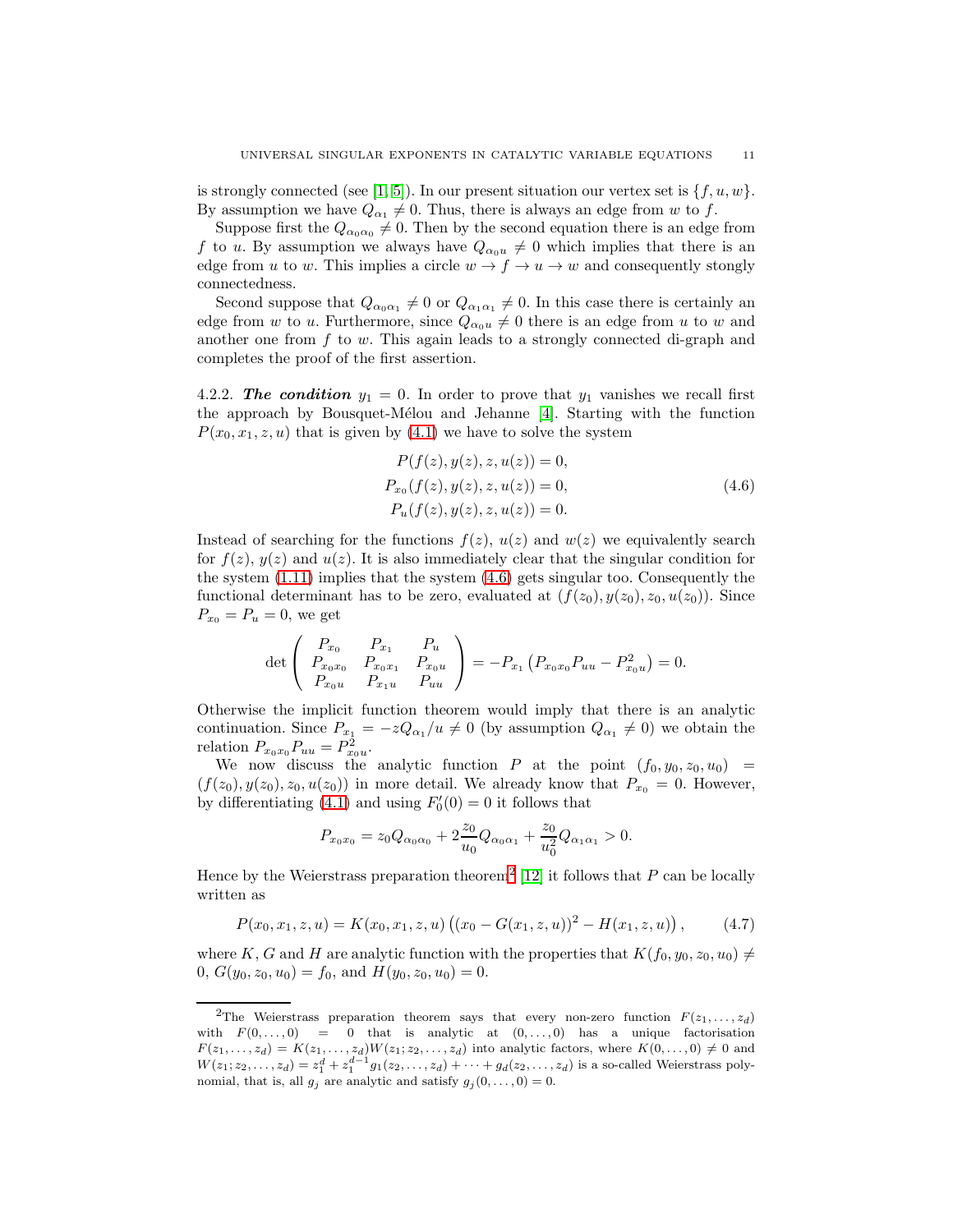is strongly connected (see [1, 5]). In our present situation our vertex set is $\{f, u, w\}$. By assumption we have $Q_{\alpha_1} \neq 0$. Thus, there is always an edge from $w$ to $f$.

Suppose first the $Q_{\alpha_0\alpha_0} \neq 0$. Then by the second equation there is an edge from $f$ to $u$. By assumption we always have $Q_{\alpha_0 u} \neq 0$ which implies that there is an edge from $u$ to $w$. This implies a circle $w \to f \to u \to w$ and consequently stongly connectedness.

Second suppose that $Q_{\alpha_0\alpha_1} \neq 0$ or $Q_{\alpha_1\alpha_1} \neq 0$. In this case there is certainly an edge from $w$ to $u$. Furthermore, since $Q_{\alpha_0 u} \neq 0$ there is an edge from $u$ to $w$ and another one from $f$ to $w$. This again leads to a strongly connected di-graph and completes the proof of the first assertion.

4.2.2. ***The condition*** $y_1 = 0$. In order to prove that $y_1$ vanishes we recall first the approach by Bousquet-Mélou and Jehanne [4]. Starting with the function $P(x_0, x_1, z, u)$ that is given by (4.1) we have to solve the system

$$
\begin{aligned}
P(f(z), y(z), z, u(z)) &= 0, \\
P_{x_0}(f(z), y(z), z, u(z)) &= 0, \\
P_u(f(z), y(z), z, u(z)) &= 0.
\end{aligned}
\tag{4.6}
$$

Instead of searching for the functions $f(z)$, $u(z)$ and $w(z)$ we equivalently search for $f(z)$, $y(z)$ and $u(z)$. It is also immediately clear that the singular condition for the system (1.11) implies that the system (4.6) gets singular too. Consequently the functional determinant has to be zero, evaluated at $(f(z_0), y(z_0), z_0, u(z_0))$. Since $P_{x_0} = P_u = 0$, we get

$$
\det \begin{pmatrix} P_{x_0} & P_{x_1} & P_u \\ P_{x_0x_0} & P_{x_0x_1} & P_{x_0u} \\ P_{x_0u} & P_{x_1u} & P_{uu} \end{pmatrix} = -P_{x_1}\left(P_{x_0x_0}P_{uu} - P_{x_0u}^2\right) = 0.
$$

Otherwise the implicit function theorem would imply that there is an analytic continuation. Since $P_{x_1} = -zQ_{\alpha_1}/u \neq 0$ (by assumption $Q_{\alpha_1} \neq 0$) we obtain the relation $P_{x_0x_0}P_{uu} = P_{x_0u}^2$.

We now discuss the analytic function $P$ at the point $(f_0, y_0, z_0, u_0) = (f(z_0), y(z_0), z_0, u(z_0))$ in more detail. We already know that $P_{x_0} = 0$. However, by differentiating (4.1) and using $F_0'(0) = 0$ it follows that

$$
P_{x_0x_0} = z_0 Q_{\alpha_0\alpha_0} + 2\frac{z_0}{u_0}Q_{\alpha_0\alpha_1} + \frac{z_0}{u_0^2}Q_{\alpha_1\alpha_1} > 0.
$$

Hence by the Weierstrass preparation theorem[2] [12] it follows that $P$ can be locally written as

$$
P(x_0, x_1, z, u) = K(x_0, x_1, z, u)\left((x_0 - G(x_1, z, u))^2 - H(x_1, z, u)\right),
\tag{4.7}
$$

where $K$, $G$ and $H$ are analytic function with the properties that $K(f_0, y_0, z_0, u_0) \neq 0$, $G(y_0, z_0, u_0) = f_0$, and $H(y_0, z_0, u_0) = 0$.

[2] The Weierstrass preparation theorem says that every non-zero function $F(z_1, \ldots, z_d)$ with $F(0, \ldots, 0) = 0$ that is analytic at $(0, \ldots, 0)$ has a unique factorisation $F(z_1, \ldots, z_d) = K(z_1, \ldots, z_d)W(z_1; z_2, \ldots, z_d)$ into analytic factors, where $K(0, \ldots, 0) \neq 0$ and $W(z_1; z_2, \ldots, z_d) = z_1^d + z_1^{d-1}g_1(z_2, \ldots, z_d) + \cdots + g_d(z_2, \ldots, z_d)$ is a so-called Weierstrass polynomial, that is, all $g_j$ are analytic and satisfy $g_j(0, \ldots, 0) = 0$.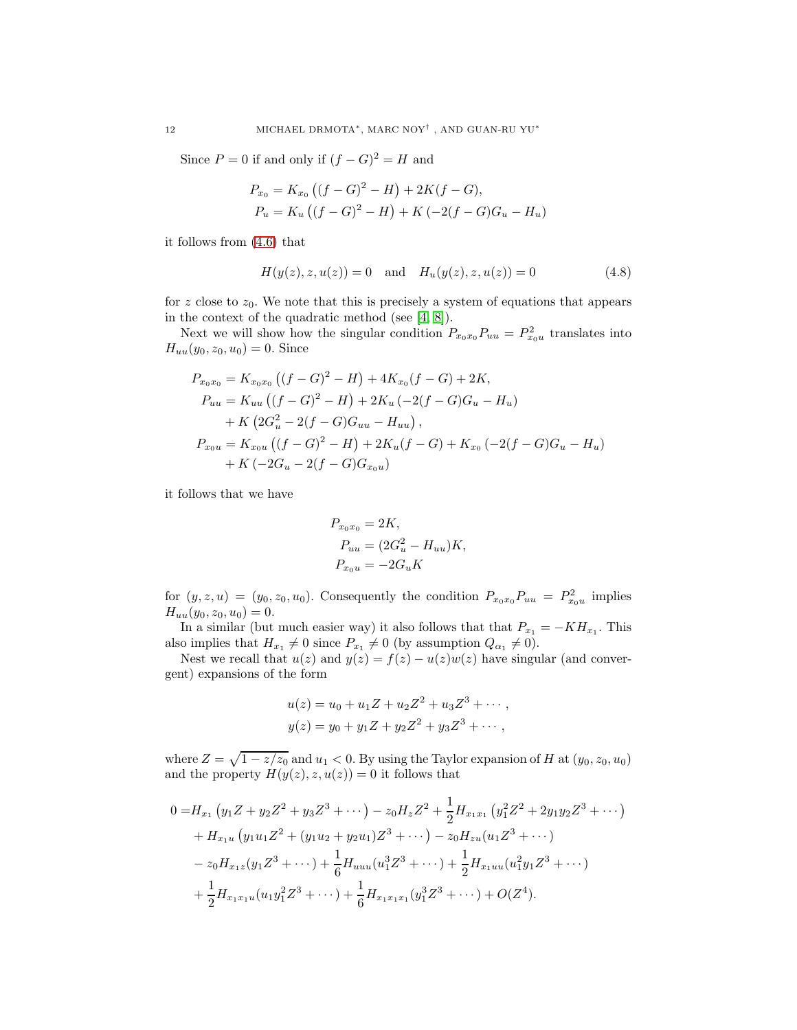Since $P = 0$ if and only if $(f-G)^2 = H$ and

$$
\begin{aligned}
P_{x_0} &= K_{x_0}\left((f-G)^2 - H\right) + 2K(f-G), \\
P_u &= K_u\left((f-G)^2 - H\right) + K\left(-2(f-G)G_u - H_u\right)
\end{aligned}
$$

it follows from (4.6) that

$$
H(y(z), z, u(z)) = 0 \quad \text{and} \quad H_u(y(z), z, u(z)) = 0 \tag{4.8}
$$

for $z$ close to $z_0$. We note that this is precisely a system of equations that appears in the context of the quadratic method (see [4, 8]).

Next we will show how the singular condition $P_{x_0x_0}P_{uu} = P_{x_0u}^2$ translates into $H_{uu}(y_0, z_0, u_0) = 0$. Since

$$
\begin{aligned}
P_{x_0x_0} &= K_{x_0x_0}\left((f-G)^2 - H\right) + 4K_{x_0}(f-G) + 2K, \\
P_{uu} &= K_{uu}\left((f-G)^2 - H\right) + 2K_u\left(-2(f-G)G_u - H_u\right) \\
&\quad + K\left(2G_u^2 - 2(f-G)G_{uu} - H_{uu}\right), \\
P_{x_0u} &= K_{x_0u}\left((f-G)^2 - H\right) + 2K_u(f-G) + K_{x_0}\left(-2(f-G)G_u - H_u\right) \\
&\quad + K\left(-2G_u - 2(f-G)G_{x_0u}\right)
\end{aligned}
$$

it follows that we have

$$
\begin{aligned}
P_{x_0x_0} &= 2K, \\
P_{uu} &= (2G_u^2 - H_{uu})K, \\
P_{x_0u} &= -2G_uK
\end{aligned}
$$

for $(y, z, u) = (y_0, z_0, u_0)$. Consequently the condition $P_{x_0x_0}P_{uu} = P_{x_0u}^2$ implies $H_{uu}(y_0, z_0, u_0) = 0$.

In a similar (but much easier way) it also follows that that $P_{x_1} = -KH_{x_1}$. This also implies that $H_{x_1} \neq 0$ since $P_{x_1} \neq 0$ (by assumption $Q_{\alpha_1} \neq 0$).

Nest we recall that $u(z)$ and $y(z) = f(z) - u(z)w(z)$ have singular (and convergent) expansions of the form

$$
\begin{aligned}
u(z) &= u_0 + u_1 Z + u_2 Z^2 + u_3 Z^3 + \cdots, \\
y(z) &= y_0 + y_1 Z + y_2 Z^2 + y_3 Z^3 + \cdots,
\end{aligned}
$$

where $Z = \sqrt{1 - z/z_0}$ and $u_1 < 0$. By using the Taylor expansion of $H$ at $(y_0, z_0, u_0)$ and the property $H(y(z), z, u(z)) = 0$ it follows that

$$
\begin{aligned}
0 =& H_{x_1}\left(y_1 Z + y_2 Z^2 + y_3 Z^3 + \cdots\right) - z_0 H_z Z^2 + \frac{1}{2}H_{x_1x_1}\left(y_1^2 Z^2 + 2y_1y_2 Z^3 + \cdots\right) \\
&+ H_{x_1u}\left(y_1u_1 Z^2 + (y_1u_2 + y_2u_1)Z^3 + \cdots\right) - z_0 H_{zu}(u_1 Z^3 + \cdots) \\
&- z_0 H_{x_1z}(y_1 Z^3 + \cdots) + \frac{1}{6}H_{uuu}(u_1^3 Z^3 + \cdots) + \frac{1}{2}H_{x_1uu}(u_1^2 y_1 Z^3 + \cdots) \\
&+ \frac{1}{2}H_{x_1x_1u}(u_1 y_1^2 Z^3 + \cdots) + \frac{1}{6}H_{x_1x_1x_1}(y_1^3 Z^3 + \cdots) + O(Z^4).
\end{aligned}
$$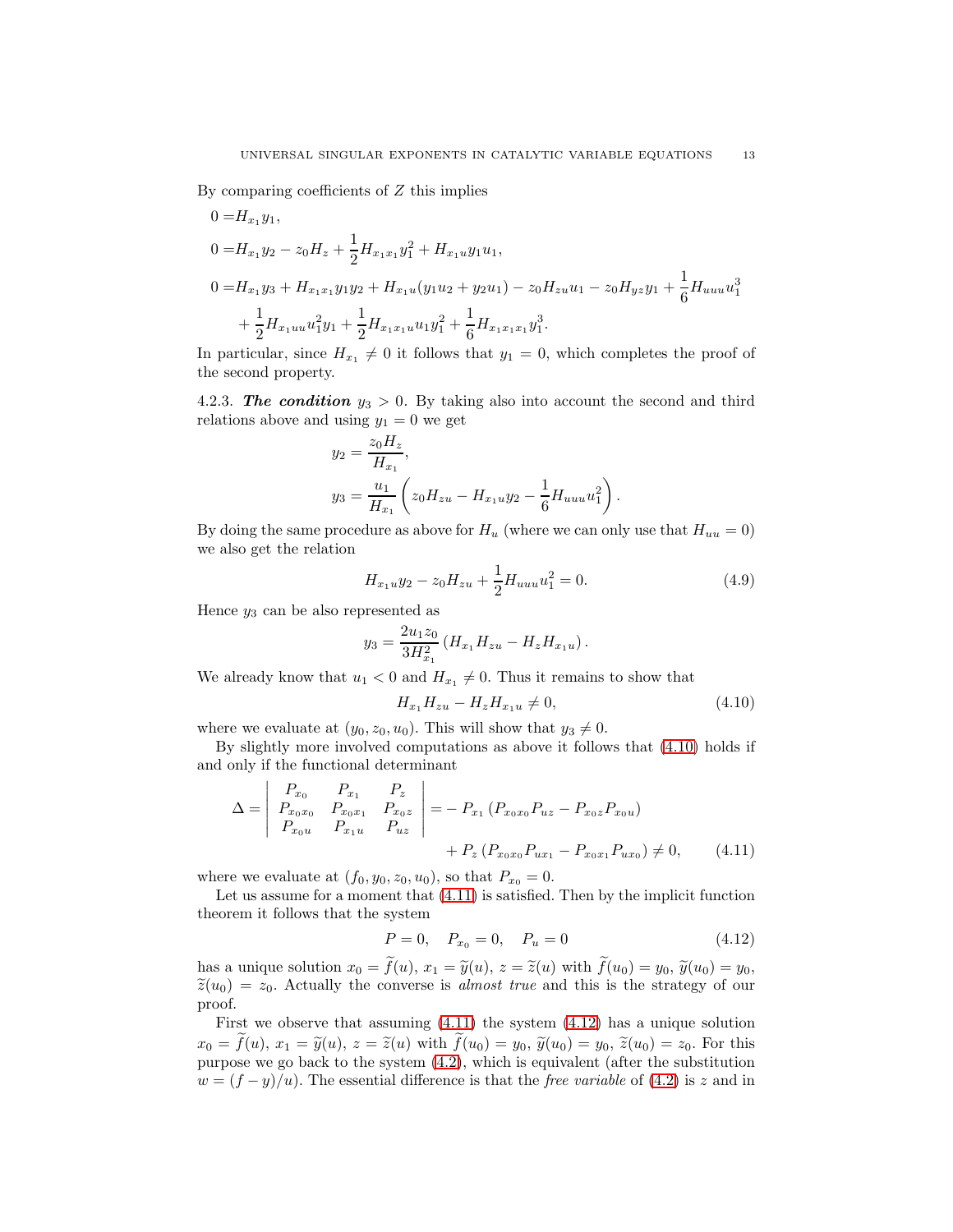By comparing coefficients of $Z$ this implies

$$
\begin{aligned}
0 =& H_{x_1} y_1,\\
0 =& H_{x_1} y_2 - z_0 H_z + \frac{1}{2} H_{x_1x_1} y_1^2 + H_{x_1u} y_1 u_1,\\
0 =& H_{x_1} y_3 + H_{x_1x_1} y_1 y_2 + H_{x_1u}(y_1u_2 + y_2 u_1) - z_0 H_{zu} u_1 - z_0 H_{yz} y_1 + \frac{1}{6} H_{uuu} u_1^3\\
&+ \frac{1}{2} H_{x_1uu} u_1^2 y_1 + \frac{1}{2} H_{x_1x_1u} u_1 y_1^2 + \frac{1}{6} H_{x_1x_1x_1} y_1^3.
\end{aligned}
$$

In particular, since $H_{x_1} \ne 0$ it follows that $y_1 = 0$, which completes the proof of the second property.

4.2.3. ***The condition*** $y_3 > 0$. By taking also into account the second and third relations above and using $y_1 = 0$ we get

$$
\begin{aligned}
y_2 &= \frac{z_0 H_z}{H_{x_1}},\\
y_3 &= \frac{u_1}{H_{x_1}} \left( z_0 H_{zu} - H_{x_1u} y_2 - \frac{1}{6} H_{uuu} u_1^2 \right).
\end{aligned}
$$

By doing the same procedure as above for $H_u$ (where we can only use that $H_{uu} = 0$) we also get the relation

$$
H_{x_1u} y_2 - z_0 H_{zu} + \frac{1}{2} H_{uuu} u_1^2 = 0. \tag{4.9}
$$

Hence $y_3$ can be also represented as

$$
y_3 = \frac{2u_1 z_0}{3H_{x_1}^2} \left( H_{x_1} H_{zu} - H_z H_{x_1u} \right).
$$

We already know that $u_1 < 0$ and $H_{x_1} \ne 0$. Thus it remains to show that

$$
H_{x_1} H_{zu} - H_z H_{x_1u} \ne 0, \tag{4.10}
$$

where we evaluate at $(y_0, z_0, u_0)$. This will show that $y_3 \ne 0$.

By slightly more involved computations as above it follows that (4.10) holds if and only if the functional determinant

$$
\begin{aligned}
\Delta = \left| \begin{array}{ccc} P_{x_0} & P_{x_1} & P_z \\ P_{x_0x_0} & P_{x_0x_1} & P_{x_0z} \\ P_{x_0u} & P_{x_1u} & P_{uz} \end{array} \right| =& - P_{x_1} \left( P_{x_0x_0} P_{uz} - P_{x_0z} P_{x_0u} \right)\\
&+ P_z \left( P_{x_0x_0} P_{ux_1} - P_{x_0x_1} P_{ux_0} \right) \ne 0,
\end{aligned} \tag{4.11}
$$

where we evaluate at $(f_0, y_0, z_0, u_0)$, so that $P_{x_0} = 0$.

Let us assume for a moment that (4.11) is satisfied. Then by the implicit function theorem it follows that the system

$$
P = 0, \quad P_{x_0} = 0, \quad P_u = 0 \tag{4.12}
$$

has a unique solution $x_0 = \widetilde{f}(u)$, $x_1 = \widetilde{y}(u)$, $z = \widetilde{z}(u)$ with $\widetilde{f}(u_0) = y_0$, $\widetilde{y}(u_0) = y_0$, $\widetilde{z}(u_0) = z_0$. Actually the converse is *almost true* and this is the strategy of our proof.

First we observe that assuming (4.11) the system (4.12) has a unique solution $x_0 = \widetilde{f}(u)$, $x_1 = \widetilde{y}(u)$, $z = \widetilde{z}(u)$ with $\widetilde{f}(u_0) = y_0$, $\widetilde{y}(u_0) = y_0$, $\widetilde{z}(u_0) = z_0$. For this purpose we go back to the system (4.2), which is equivalent (after the substitution $w = (f - y)/u$). The essential difference is that the *free variable* of (4.2) is $z$ and in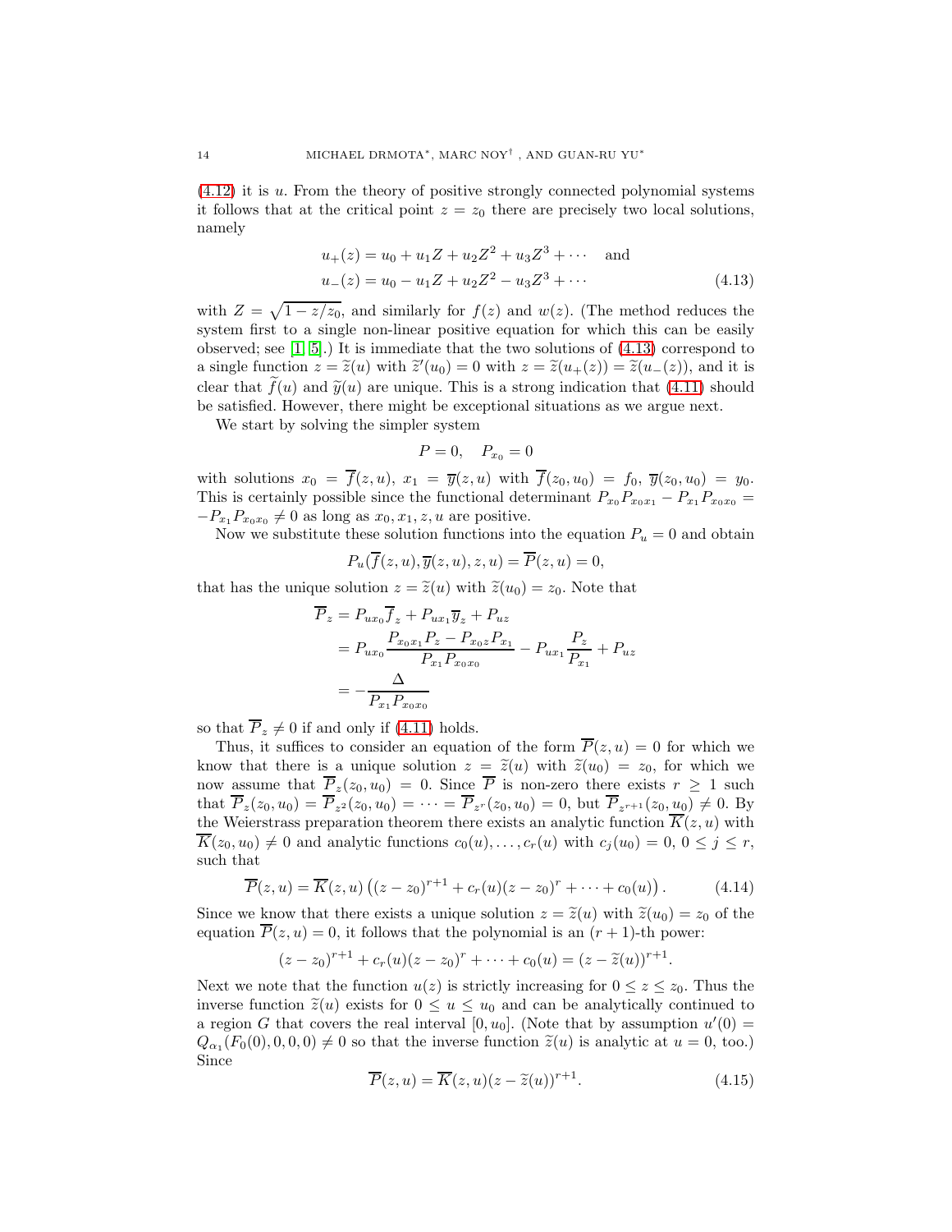(4.12) it is $u$. From the theory of positive strongly connected polynomial systems it follows that at the critical point $z = z_0$ there are precisely two local solutions, namely

$$u_+(z) = u_0 + u_1 Z + u_2 Z^2 + u_3 Z^3 + \cdots \quad \text{and}$$
$$u_-(z) = u_0 - u_1 Z + u_2 Z^2 - u_3 Z^3 + \cdots \tag{4.13}$$

with $Z = \sqrt{1 - z/z_0}$, and similarly for $f(z)$ and $w(z)$. (The method reduces the system first to a single non-linear positive equation for which this can be easily observed; see [1, 5].) It is immediate that the two solutions of (4.13) correspond to a single function $z = \widetilde{z}(u)$ with $\widetilde{z}'(u_0) = 0$ with $z = \widetilde{z}(u_+(z)) = \widetilde{z}(u_-(z))$, and it is clear that $\widetilde{f}(u)$ and $\widetilde{y}(u)$ are unique. This is a strong indication that (4.11) should be satisfied. However, there might be exceptional situations as we argue next.

We start by solving the simpler system

$$P = 0, \quad P_{x_0} = 0$$

with solutions $x_0 = \overline{f}(z, u)$, $x_1 = \overline{y}(z, u)$ with $\overline{f}(z_0, u_0) = f_0$, $\overline{y}(z_0, u_0) = y_0$. This is certainly possible since the functional determinant $P_{x_0} P_{x_0 x_1} - P_{x_1} P_{x_0 x_0} = -P_{x_1} P_{x_0 x_0} \neq 0$ as long as $x_0, x_1, z, u$ are positive.

Now we substitute these solution functions into the equation $P_u = 0$ and obtain

$$P_u(\overline{f}(z, u), \overline{y}(z, u), z, u) = \overline{P}(z, u) = 0,$$

that has the unique solution $z = \widetilde{z}(u)$ with $\widetilde{z}(u_0) = z_0$. Note that

$$\begin{aligned}
\overline{P}_z &= P_{ux_0} \overline{f}_z + P_{ux_1} \overline{y}_z + P_{uz} \\
&= P_{ux_0} \frac{P_{x_0 x_1} P_z - P_{x_0 z} P_{x_1}}{P_{x_1} P_{x_0 x_0}} - P_{ux_1} \frac{P_z}{P_{x_1}} + P_{uz} \\
&= -\frac{\Delta}{P_{x_1} P_{x_0 x_0}}
\end{aligned}$$

so that $\overline{P}_z \neq 0$ if and only if (4.11) holds.

Thus, it suffices to consider an equation of the form $\overline{P}(z, u) = 0$ for which we know that there is a unique solution $z = \widetilde{z}(u)$ with $\widetilde{z}(u_0) = z_0$, for which we now assume that $\overline{P}_z(z_0, u_0) = 0$. Since $\overline{P}$ is non-zero there exists $r \geq 1$ such that $\overline{P}_z(z_0, u_0) = \overline{P}_{z^2}(z_0, u_0) = \cdots = \overline{P}_{z^r}(z_0, u_0) = 0$, but $\overline{P}_{z^{r+1}}(z_0, u_0) \neq 0$. By the Weierstrass preparation theorem there exists an analytic function $\overline{K}(z, u)$ with $\overline{K}(z_0, u_0) \neq 0$ and analytic functions $c_0(u), \ldots, c_r(u)$ with $c_j(u_0) = 0$, $0 \leq j \leq r$, such that

$$\overline{P}(z, u) = \overline{K}(z, u) \left( (z - z_0)^{r+1} + c_r(u)(z - z_0)^r + \cdots + c_0(u) \right). \tag{4.14}$$

Since we know that there exists a unique solution $z = \widetilde{z}(u)$ with $\widetilde{z}(u_0) = z_0$ of the equation $\overline{P}(z, u) = 0$, it follows that the polynomial is an $(r + 1)$-th power:

$$(z - z_0)^{r+1} + c_r(u)(z - z_0)^r + \cdots + c_0(u) = (z - \widetilde{z}(u))^{r+1}.$$

Next we note that the function $u(z)$ is strictly increasing for $0 \leq z \leq z_0$. Thus the inverse function $\widetilde{z}(u)$ exists for $0 \leq u \leq u_0$ and can be analytically continued to a region $G$ that covers the real interval $[0, u_0]$. (Note that by assumption $u'(0) = Q_{\alpha_1}(F_0(0), 0, 0, 0) \neq 0$ so that the inverse function $\widetilde{z}(u)$ is analytic at $u = 0$, too.) Since

$$\overline{P}(z, u) = \overline{K}(z, u)(z - \widetilde{z}(u))^{r+1}. \tag{4.15}$$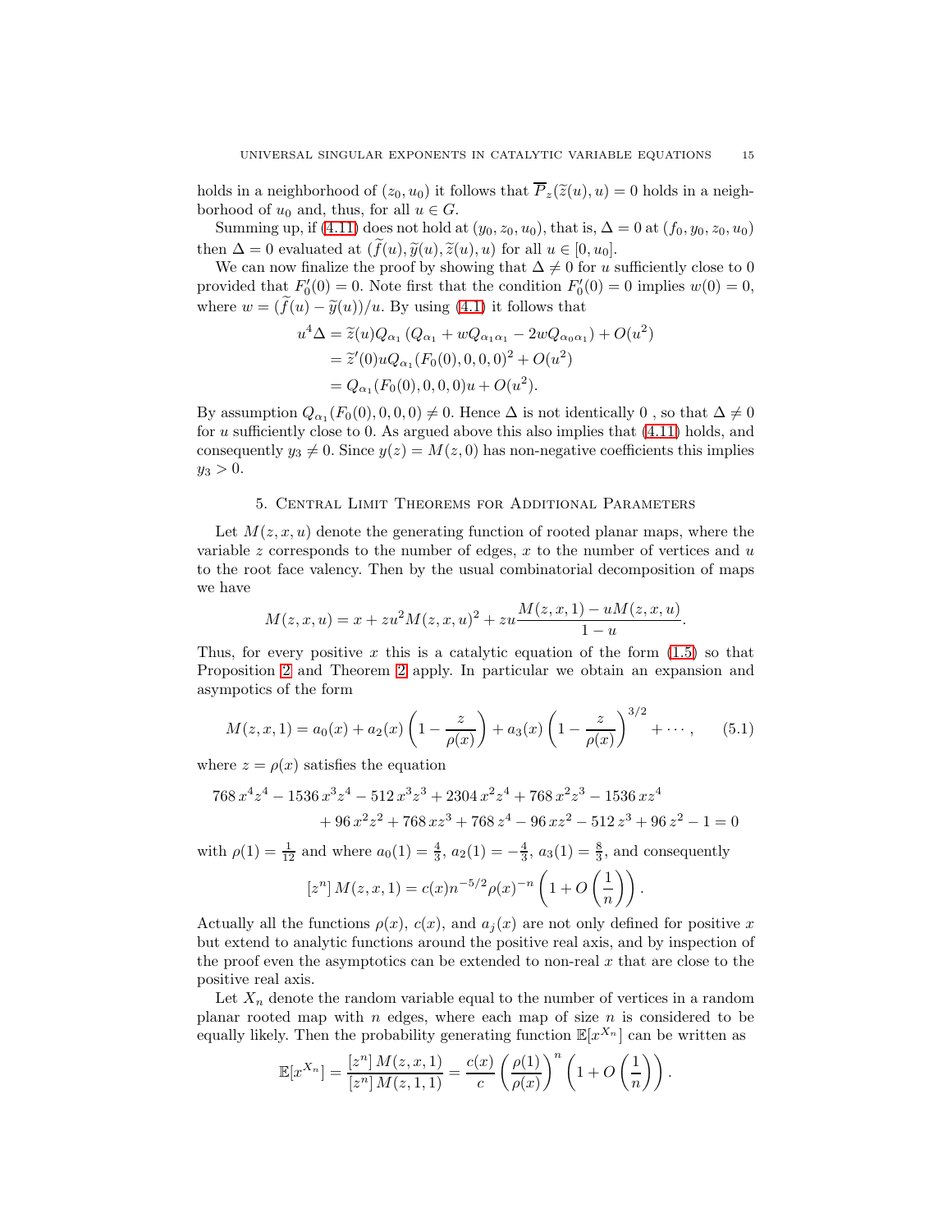holds in a neighborhood of $(z_0, u_0)$ it follows that $\overline{P}_z(\widetilde{z}(u), u) = 0$ holds in a neighborhood of $u_0$ and, thus, for all $u \in G$.

Summing up, if (4.11) does not hold at $(y_0, z_0, u_0)$, that is, $\Delta = 0$ at $(f_0, y_0, z_0, u_0)$ then $\Delta = 0$ evaluated at $(\widetilde{f}(u), \widetilde{y}(u), \widetilde{z}(u), u)$ for all $u \in [0, u_0]$.

We can now finalize the proof by showing that $\Delta \neq 0$ for $u$ sufficiently close to 0 provided that $F_0'(0) = 0$. Note first that the condition $F_0'(0) = 0$ implies $w(0) = 0$, where $w = (\widetilde{f}(u) - \widetilde{y}(u))/u$. By using (4.1) it follows that

$$
\begin{aligned}
u^4 \Delta &= \widetilde{z}(u) Q_{\alpha_1} \left( Q_{\alpha_1} + w Q_{\alpha_1 \alpha_1} - 2w Q_{\alpha_0 \alpha_1} \right) + O(u^2) \\
&= \widetilde{z}'(0) u Q_{\alpha_1}(F_0(0), 0, 0, 0)^2 + O(u^2) \\
&= Q_{\alpha_1}(F_0(0), 0, 0, 0) u + O(u^2).
\end{aligned}
$$

By assumption $Q_{\alpha_1}(F_0(0), 0, 0, 0) \neq 0$. Hence $\Delta$ is not identically 0 , so that $\Delta \neq 0$ for $u$ sufficiently close to 0. As argued above this also implies that (4.11) holds, and consequently $y_3 \neq 0$. Since $y(z) = M(z, 0)$ has non-negative coefficients this implies $y_3 > 0$.

## 5. Central Limit Theorems for Additional Parameters

Let $M(z, x, u)$ denote the generating function of rooted planar maps, where the variable $z$ corresponds to the number of edges, $x$ to the number of vertices and $u$ to the root face valency. Then by the usual combinatorial decomposition of maps we have

$$
M(z, x, u) = x + z u^2 M(z, x, u)^2 + z u \frac{M(z, x, 1) - u M(z, x, u)}{1 - u}.
$$

Thus, for every positive $x$ this is a catalytic equation of the form (1.5) so that Proposition 2 and Theorem 2 apply. In particular we obtain an expansion and asympotics of the form

$$
M(z, x, 1) = a_0(x) + a_2(x) \left( 1 - \frac{z}{\rho(x)} \right) + a_3(x) \left( 1 - \frac{z}{\rho(x)} \right)^{3/2} + \cdots, \qquad (5.1)
$$

where $z = \rho(x)$ satisfies the equation

$$
\begin{aligned}
768\, x^4 z^4 - 1536\, x^3 z^4 - 512\, x^3 z^3 + 2304\, x^2 z^4 + 768\, x^2 z^3 - 1536\, x z^4 \\
+ 96\, x^2 z^2 + 768\, x z^3 + 768\, z^4 - 96\, x z^2 - 512\, z^3 + 96\, z^2 - 1 = 0
\end{aligned}
$$

with $\rho(1) = \frac{1}{12}$ and where $a_0(1) = \frac{4}{3}$, $a_2(1) = -\frac{4}{3}$, $a_3(1) = \frac{8}{3}$, and consequently

$$
[z^n]\, M(z, x, 1) = c(x) n^{-5/2} \rho(x)^{-n} \left( 1 + O\left( \frac{1}{n} \right) \right).
$$

Actually all the functions $\rho(x)$, $c(x)$, and $a_j(x)$ are not only defined for positive $x$ but extend to analytic functions around the positive real axis, and by inspection of the proof even the asymptotics can be extended to non-real $x$ that are close to the positive real axis.

Let $X_n$ denote the random variable equal to the number of vertices in a random planar rooted map with $n$ edges, where each map of size $n$ is considered to be equally likely. Then the probability generating function $\mathbb{E}[x^{X_n}]$ can be written as

$$
\mathbb{E}[x^{X_n}] = \frac{[z^n]\, M(z, x, 1)}{[z^n]\, M(z, 1, 1)} = \frac{c(x)}{c} \left( \frac{\rho(1)}{\rho(x)} \right)^n \left( 1 + O\left( \frac{1}{n} \right) \right).
$$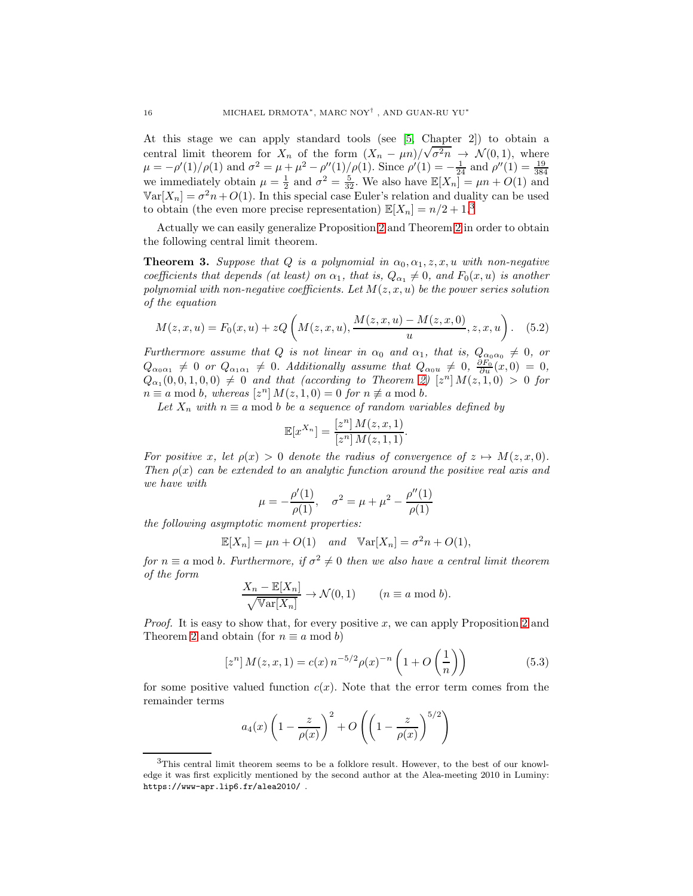At this stage we can apply standard tools (see [5, Chapter 2]) to obtain a central limit theorem for $X_n$ of the form $(X_n - \mu n)/\sqrt{\sigma^2 n} \to \mathcal{N}(0,1)$, where $\mu = -\rho'(1)/\rho(1)$ and $\sigma^2 = \mu + \mu^2 - \rho''(1)/\rho(1)$. Since $\rho'(1) = -\frac{1}{24}$ and $\rho''(1) = \frac{19}{384}$ we immediately obtain $\mu = \frac{1}{2}$ and $\sigma^2 = \frac{5}{32}$. We also have $\mathbb{E}[X_n] = \mu n + O(1)$ and $\mathbb{V}\mathrm{ar}[X_n] = \sigma^2 n + O(1)$. In this special case Euler's relation and duality can be used to obtain (the even more precise representation) $\mathbb{E}[X_n] = n/2 + 1$.[3]

Actually we can easily generalize Proposition 2 and Theorem 2 in order to obtain the following central limit theorem.

**Theorem 3.** *Suppose that $Q$ is a polynomial in $\alpha_0, \alpha_1, z, x, u$ with non-negative coefficients that depends (at least) on $\alpha_1$, that is, $Q_{\alpha_1} \neq 0$, and $F_0(x,u)$ is another polynomial with non-negative coefficients. Let $M(z,x,u)$ be the power series solution of the equation*

$$M(z,x,u) = F_0(x,u) + zQ\left(M(z,x,u), \frac{M(z,x,u) - M(z,x,0)}{u}, z, x, u\right). \quad (5.2)$$

*Furthermore assume that $Q$ is not linear in $\alpha_0$ and $\alpha_1$, that is, $Q_{\alpha_0\alpha_0} \neq 0$, or $Q_{\alpha_0\alpha_1} \neq 0$ or $Q_{\alpha_1\alpha_1} \neq 0$. Additionally assume that $Q_{\alpha_0 u} \neq 0$, $\frac{\partial F_0}{\partial u}(x,0) = 0$, $Q_{\alpha_1}(0,0,1,0,0) \neq 0$ and that (according to Theorem 2) $[z^n]\, M(z,1,0) > 0$ for $n \equiv a \bmod b$, whereas $[z^n]\, M(z,1,0) = 0$ for $n \not\equiv a \bmod b$.*

*Let $X_n$ with $n \equiv a \bmod b$ be a sequence of random variables defined by*

$$\mathbb{E}[x^{X_n}] = \frac{[z^n]\, M(z,x,1)}{[z^n]\, M(z,1,1)}.$$

*For positive $x$, let $\rho(x) > 0$ denote the radius of convergence of $z \mapsto M(z,x,0)$. Then $\rho(x)$ can be extended to an analytic function around the positive real axis and we have with*

$$\mu = -\frac{\rho'(1)}{\rho(1)}, \quad \sigma^2 = \mu + \mu^2 - \frac{\rho''(1)}{\rho(1)}$$

*the following asymptotic moment properties:*

$$\mathbb{E}[X_n] = \mu n + O(1) \quad \text{and} \quad \mathbb{V}\mathrm{ar}[X_n] = \sigma^2 n + O(1),$$

*for $n \equiv a \bmod b$. Furthermore, if $\sigma^2 \neq 0$ then we also have a central limit theorem of the form*

$$\frac{X_n - \mathbb{E}[X_n]}{\sqrt{\mathbb{V}\mathrm{ar}[X_n]}} \to \mathcal{N}(0,1) \qquad (n \equiv a \bmod b).$$

*Proof.* It is easy to show that, for every positive $x$, we can apply Proposition 2 and Theorem 2 and obtain (for $n \equiv a \bmod b$)

$$[z^n]\, M(z,x,1) = c(x)\, n^{-5/2} \rho(x)^{-n} \left(1 + O\left(\frac{1}{n}\right)\right) \quad (5.3)$$

for some positive valued function $c(x)$. Note that the error term comes from the remainder terms

$$a_4(x)\left(1 - \frac{z}{\rho(x)}\right)^2 + O\left(\left(1 - \frac{z}{\rho(x)}\right)^{5/2}\right)$$

[3] This central limit theorem seems to be a folklore result. However, to the best of our knowledge it was first explicitly mentioned by the second author at the Alea-meeting 2010 in Luminy: https://www-apr.lip6.fr/alea2010/ .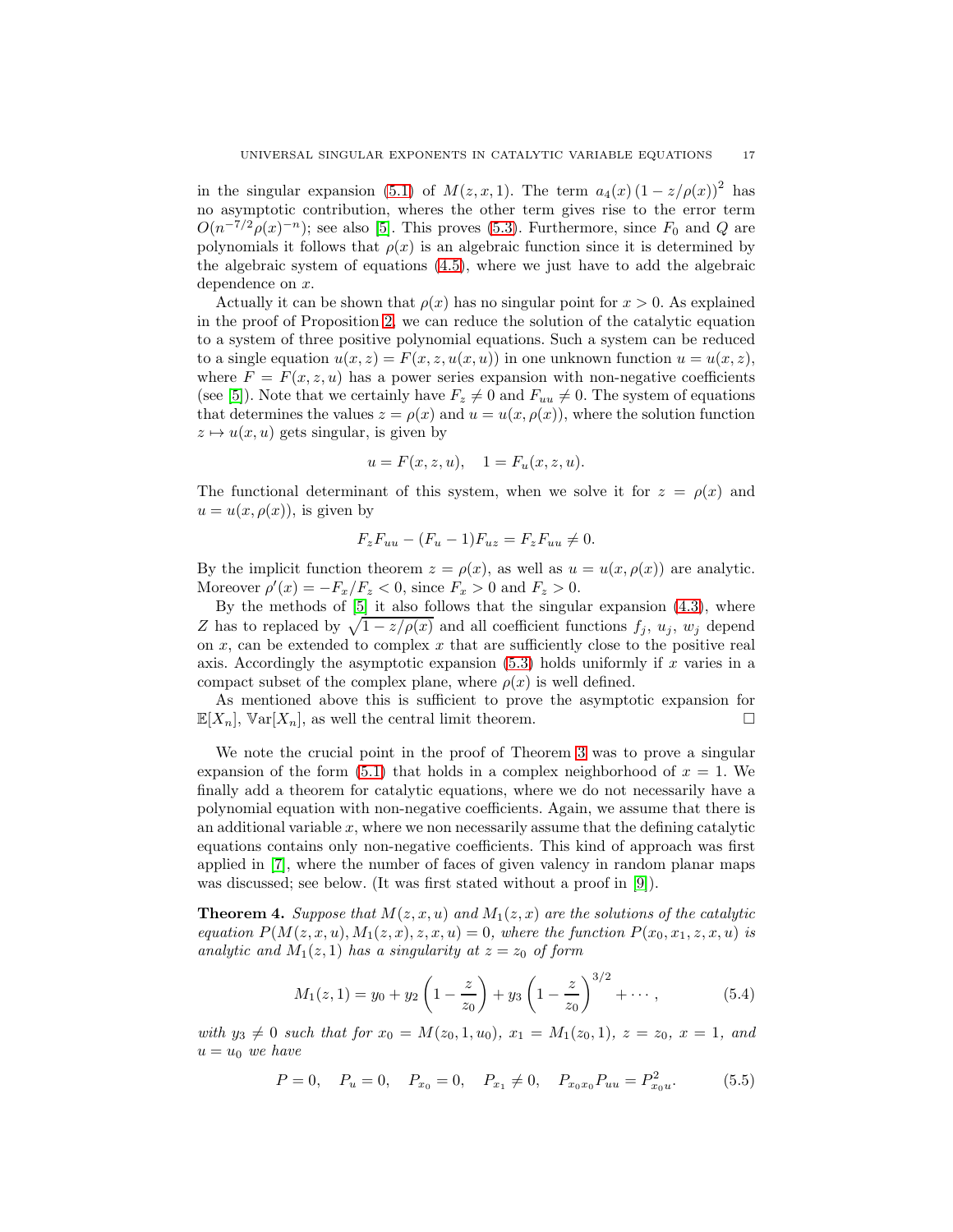in the singular expansion (5.1) of $M(z,x,1)$. The term $a_4(x)\left(1 - z/\rho(x)\right)^2$ has no asymptotic contribution, wheres the other term gives rise to the error term $O(n^{-7/2}\rho(x)^{-n})$; see also [5]. This proves (5.3). Furthermore, since $F_0$ and $Q$ are polynomials it follows that $\rho(x)$ is an algebraic function since it is determined by the algebraic system of equations (4.5), where we just have to add the algebraic dependence on $x$.

Actually it can be shown that $\rho(x)$ has no singular point for $x > 0$. As explained in the proof of Proposition 2, we can reduce the solution of the catalytic equation to a system of three positive polynomial equations. Such a system can be reduced to a single equation $u(x,z) = F(x,z,u(x,u))$ in one unknown function $u = u(x,z)$, where $F = F(x,z,u)$ has a power series expansion with non-negative coefficients (see [5]). Note that we certainly have $F_z \neq 0$ and $F_{uu} \neq 0$. The system of equations that determines the values $z = \rho(x)$ and $u = u(x,\rho(x))$, where the solution function $z \mapsto u(x,u)$ gets singular, is given by

$$u = F(x,z,u), \quad 1 = F_u(x,z,u).$$

The functional determinant of this system, when we solve it for $z = \rho(x)$ and $u = u(x,\rho(x))$, is given by

$$F_z F_{uu} - (F_u - 1)F_{uz} = F_z F_{uu} \neq 0.$$

By the implicit function theorem $z = \rho(x)$, as well as $u = u(x,\rho(x))$ are analytic. Moreover $\rho'(x) = -F_x/F_z < 0$, since $F_x > 0$ and $F_z > 0$.

By the methods of [5] it also follows that the singular expansion (4.3), where $Z$ has to replaced by $\sqrt{1 - z/\rho(x)}$ and all coefficient functions $f_j$, $u_j$, $w_j$ depend on $x$, can be extended to complex $x$ that are sufficiently close to the positive real axis. Accordingly the asymptotic expansion (5.3) holds uniformly if $x$ varies in a compact subset of the complex plane, where $\rho(x)$ is well defined.

As mentioned above this is sufficient to prove the asymptotic expansion for $\mathbb{E}[X_n]$, $\mathbb{V}\mathrm{ar}[X_n]$, as well the central limit theorem. $\square$

We note the crucial point in the proof of Theorem 3 was to prove a singular expansion of the form (5.1) that holds in a complex neighborhood of $x = 1$. We finally add a theorem for catalytic equations, where we do not necessarily have a polynomial equation with non-negative coefficients. Again, we assume that there is an additional variable $x$, where we non necessarily assume that the defining catalytic equations contains only non-negative coefficients. This kind of approach was first applied in [7], where the number of faces of given valency in random planar maps was discussed; see below. (It was first stated without a proof in [9]).

**Theorem 4.** *Suppose that $M(z,x,u)$ and $M_1(z,x)$ are the solutions of the catalytic equation $P(M(z,x,u), M_1(z,x), z, x, u) = 0$, where the function $P(x_0, x_1, z, x, u)$ is analytic and $M_1(z,1)$ has a singularity at $z = z_0$ of form*

$$M_1(z,1) = y_0 + y_2\left(1 - \frac{z}{z_0}\right) + y_3\left(1 - \frac{z}{z_0}\right)^{3/2} + \cdots, \tag{5.4}$$

*with $y_3 \neq 0$ such that for $x_0 = M(z_0,1,u_0)$, $x_1 = M_1(z_0,1)$, $z = z_0$, $x = 1$, and $u = u_0$ we have*

$$P = 0, \quad P_u = 0, \quad P_{x_0} = 0, \quad P_{x_1} \neq 0, \quad P_{x_0x_0}P_{uu} = P_{x_0u}^2. \tag{5.5}$$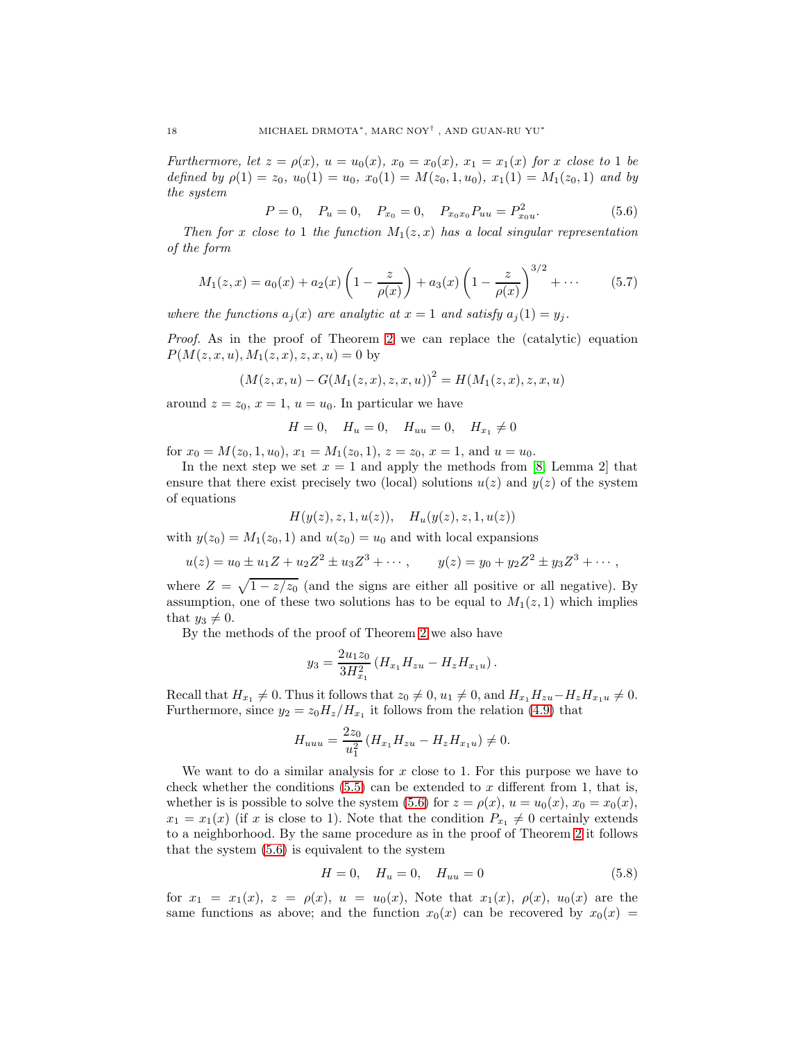*Furthermore, let $z = \rho(x)$, $u = u_0(x)$, $x_0 = x_0(x)$, $x_1 = x_1(x)$ for $x$ close to 1 be defined by $\rho(1) = z_0$, $u_0(1) = u_0$, $x_0(1) = M(z_0, 1, u_0)$, $x_1(1) = M_1(z_0, 1)$ and by the system*

$$P = 0, \quad P_u = 0, \quad P_{x_0} = 0, \quad P_{x_0x_0}P_{uu} = P_{x_0u}^2. \tag{5.6}$$

*Then for $x$ close to 1 the function $M_1(z, x)$ has a local singular representation of the form*

$$M_1(z, x) = a_0(x) + a_2(x)\left(1 - \frac{z}{\rho(x)}\right) + a_3(x)\left(1 - \frac{z}{\rho(x)}\right)^{3/2} + \cdots \tag{5.7}$$

*where the functions $a_j(x)$ are analytic at $x = 1$ and satisfy $a_j(1) = y_j$.*

*Proof.* As in the proof of Theorem 2 we can replace the (catalytic) equation $P(M(z, x, u), M_1(z, x), z, x, u) = 0$ by

$$(M(z, x, u) - G(M_1(z, x), z, x, u))^2 = H(M_1(z, x), z, x, u)$$

around $z = z_0$, $x = 1$, $u = u_0$. In particular we have

$$H = 0, \quad H_u = 0, \quad H_{uu} = 0, \quad H_{x_1} \neq 0$$

for $x_0 = M(z_0, 1, u_0)$, $x_1 = M_1(z_0, 1)$, $z = z_0$, $x = 1$, and $u = u_0$.

In the next step we set $x = 1$ and apply the methods from [8, Lemma 2] that ensure that there exist precisely two (local) solutions $u(z)$ and $y(z)$ of the system of equations

$$H(y(z), z, 1, u(z)), \quad H_u(y(z), z, 1, u(z))$$

with $y(z_0) = M_1(z_0, 1)$ and $u(z_0) = u_0$ and with local expansions

$$u(z) = u_0 \pm u_1 Z + u_2 Z^2 \pm u_3 Z^3 + \cdots, \qquad y(z) = y_0 + y_2 Z^2 \pm y_3 Z^3 + \cdots,$$

where $Z = \sqrt{1 - z/z_0}$ (and the signs are either all positive or all negative). By assumption, one of these two solutions has to be equal to $M_1(z, 1)$ which implies that $y_3 \neq 0$.

By the methods of the proof of Theorem 2 we also have

$$y_3 = \frac{2u_1 z_0}{3H_{x_1}^2}\left(H_{x_1}H_{zu} - H_z H_{x_1u}\right).$$

Recall that $H_{x_1} \neq 0$. Thus it follows that $z_0 \neq 0$, $u_1 \neq 0$, and $H_{x_1}H_{zu} - H_z H_{x_1u} \neq 0$. Furthermore, since $y_2 = z_0 H_z/H_{x_1}$ it follows from the relation (4.9) that

$$H_{uuu} = \frac{2z_0}{u_1^2}\left(H_{x_1}H_{zu} - H_z H_{x_1u}\right) \neq 0.$$

We want to do a similar analysis for $x$ close to 1. For this purpose we have to check whether the conditions (5.5) can be extended to $x$ different from 1, that is, whether is is possible to solve the system (5.6) for $z = \rho(x)$, $u = u_0(x)$, $x_0 = x_0(x)$, $x_1 = x_1(x)$ (if $x$ is close to 1). Note that the condition $P_{x_1} \neq 0$ certainly extends to a neighborhood. By the same procedure as in the proof of Theorem 2 it follows that the system (5.6) is equivalent to the system

$$H = 0, \quad H_u = 0, \quad H_{uu} = 0 \tag{5.8}$$

for $x_1 = x_1(x)$, $z = \rho(x)$, $u = u_0(x)$, Note that $x_1(x)$, $\rho(x)$, $u_0(x)$ are the same functions as above; and the function $x_0(x)$ can be recovered by $x_0(x) =$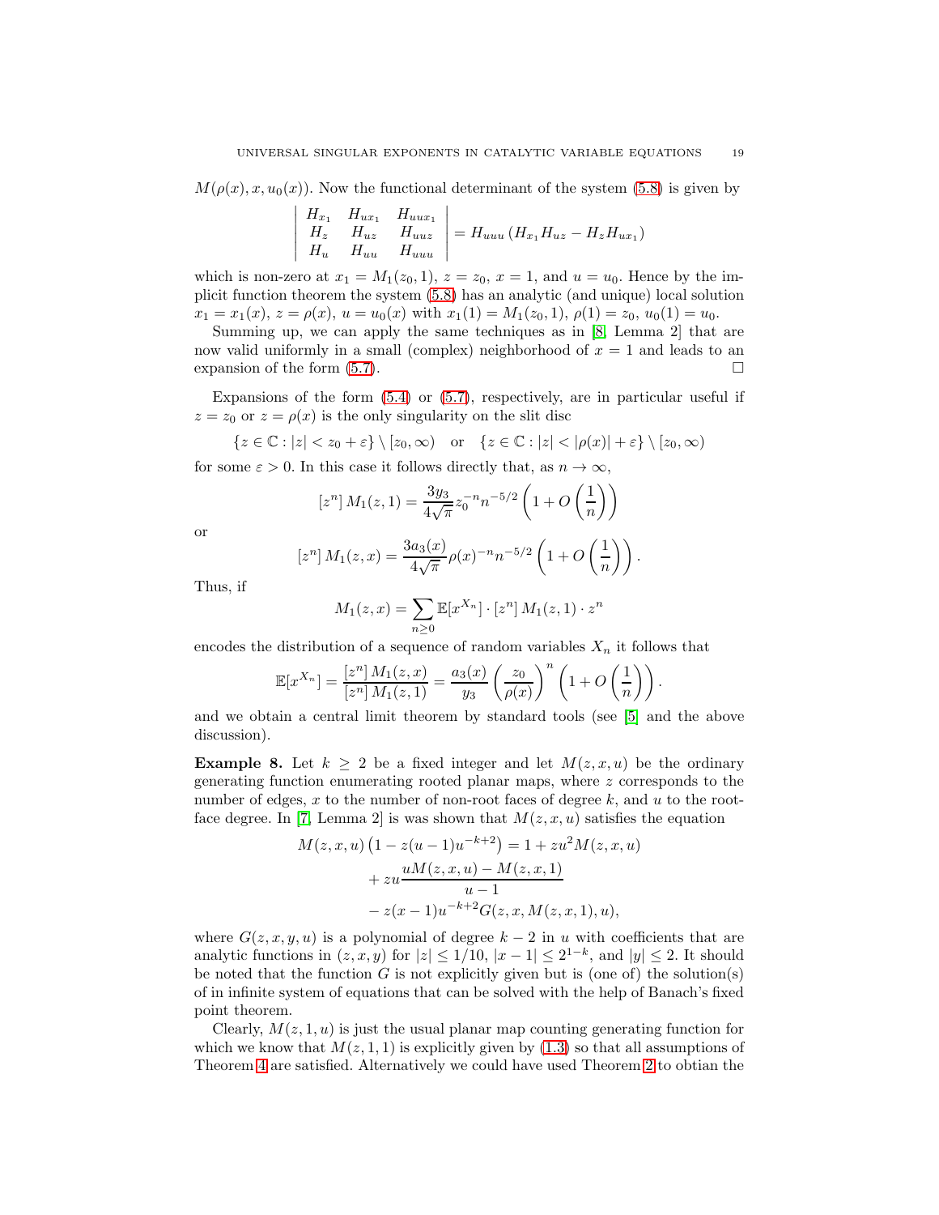$M(\rho(x), x, u_0(x))$. Now the functional determinant of the system (5.8) is given by

$$\begin{vmatrix} H_{x_1} & H_{ux_1} & H_{uux_1} \\ H_z & H_{uz} & H_{uuz} \\ H_u & H_{uu} & H_{uuu} \end{vmatrix} = H_{uuu} \left( H_{x_1} H_{uz} - H_z H_{ux_1} \right)$$

which is non-zero at $x_1 = M_1(z_0, 1)$, $z = z_0$, $x = 1$, and $u = u_0$. Hence by the implicit function theorem the system (5.8) has an analytic (and unique) local solution $x_1 = x_1(x)$, $z = \rho(x)$, $u = u_0(x)$ with $x_1(1) = M_1(z_0, 1)$, $\rho(1) = z_0$, $u_0(1) = u_0$.

Summing up, we can apply the same techniques as in [8, Lemma 2] that are now valid uniformly in a small (complex) neighborhood of $x = 1$ and leads to an expansion of the form (5.7). □

Expansions of the form (5.4) or (5.7), respectively, are in particular useful if $z = z_0$ or $z = \rho(x)$ is the only singularity on the slit disc

$$\{z \in \mathbb{C} : |z| < z_0 + \varepsilon\} \setminus [z_0, \infty) \quad \text{or} \quad \{z \in \mathbb{C} : |z| < |\rho(x)| + \varepsilon\} \setminus [z_0, \infty)$$

for some $\varepsilon > 0$. In this case it follows directly that, as $n \to \infty$,

$$[z^n]\, M_1(z, 1) = \frac{3y_3}{4\sqrt{\pi}} z_0^{-n} n^{-5/2} \left(1 + O\left(\frac{1}{n}\right)\right)$$

or

$$[z^n]\, M_1(z, x) = \frac{3a_3(x)}{4\sqrt{\pi}} \rho(x)^{-n} n^{-5/2} \left(1 + O\left(\frac{1}{n}\right)\right).$$

Thus, if

$$M_1(z, x) = \sum_{n \ge 0} \mathbb{E}[x^{X_n}] \cdot [z^n]\, M_1(z, 1) \cdot z^n$$

encodes the distribution of a sequence of random variables $X_n$ it follows that

$$\mathbb{E}[x^{X_n}] = \frac{[z^n]\, M_1(z, x)}{[z^n]\, M_1(z, 1)} = \frac{a_3(x)}{y_3} \left(\frac{z_0}{\rho(x)}\right)^n \left(1 + O\left(\frac{1}{n}\right)\right).$$

and we obtain a central limit theorem by standard tools (see [5] and the above discussion).

**Example 8.** Let $k \ge 2$ be a fixed integer and let $M(z, x, u)$ be the ordinary generating function enumerating rooted planar maps, where $z$ corresponds to the number of edges, $x$ to the number of non-root faces of degree $k$, and $u$ to the root-face degree. In [7, Lemma 2] is was shown that $M(z, x, u)$ satisfies the equation

$$\begin{aligned} M(z, x, u)\left(1 - z(u-1)u^{-k+2}\right) &= 1 + zu^2 M(z, x, u) \\ &+ zu \frac{uM(z, x, u) - M(z, x, 1)}{u - 1} \\ &- z(x-1)u^{-k+2} G(z, x, M(z, x, 1), u), \end{aligned}$$

where $G(z, x, y, u)$ is a polynomial of degree $k - 2$ in $u$ with coefficients that are analytic functions in $(z, x, y)$ for $|z| \le 1/10$, $|x - 1| \le 2^{1-k}$, and $|y| \le 2$. It should be noted that the function $G$ is not explicitly given but is (one of) the solution(s) of in infinite system of equations that can be solved with the help of Banach's fixed point theorem.

Clearly, $M(z, 1, u)$ is just the usual planar map counting generating function for which we know that $M(z, 1, 1)$ is explicitly given by (1.3) so that all assumptions of Theorem 4 are satisfied. Alternatively we could have used Theorem 2 to obtian the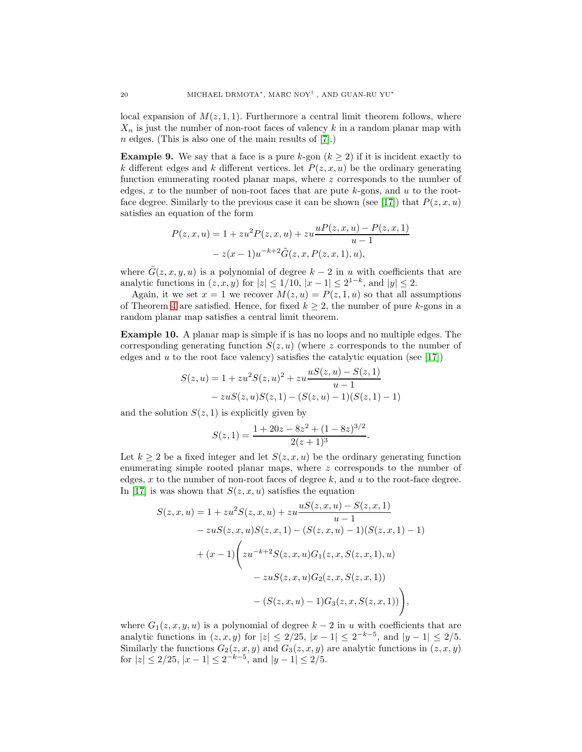local expansion of $M(z,1,1)$. Furthermore a central limit theorem follows, where $X_n$ is just the number of non-root faces of valency $k$ in a random planar map with $n$ edges. (This is also one of the main results of [7].)

**Example 9.** We say that a face is a pure $k$-gon ($k \ge 2$) if it is incident exactly to $k$ different edges and $k$ different vertices. let $P(z,x,u)$ be the ordinary generating function enumerating rooted planar maps, where $z$ corresponds to the number of edges, $x$ to the number of non-root faces that are pute $k$-gons, and $u$ to the root-face degree. Similarly to the previous case it can be shown (see [17]) that $P(z,x,u)$ satisfies an equation of the form

$$
\begin{aligned}
P(z,x,u) = 1 + zu^2 P(z,x,u) + zu \frac{uP(z,x,u) - P(z,x,1)}{u-1} \\
- z(x-1)u^{-k+2}\tilde{G}(z,x,P(z,x,1),u),
\end{aligned}
$$

where $\tilde{G}(z,x,y,u)$ is a polynomial of degree $k-2$ in $u$ with coefficients that are analytic functions in $(z,x,y)$ for $|z| \le 1/10$, $|x-1| \le 2^{1-k}$, and $|y| \le 2$.

Again, it we set $x=1$ we recover $M(z,u) = P(z,1,u)$ so that all assumptions of Theorem 4 are satisfied. Hence, for fixed $k \ge 2$, the number of pure $k$-gons in a random planar map satisfies a central limit theorem.

**Example 10.** A planar map is simple if is has no loops and no multiple edges. The corresponding generating function $S(z,u)$ (where $z$ corresponds to the number of edges and $u$ to the root face valency) satisfies the catalytic equation (see [17])

$$
\begin{aligned}
S(z,u) = 1 + zu^2 S(z,u)^2 + zu \frac{uS(z,u) - S(z,1)}{u-1} \\
- zuS(z,u)S(z,1) - (S(z,u)-1)(S(z,1)-1)
\end{aligned}
$$

and the solution $S(z,1)$ is explicitly given by

$$
S(z,1) = \frac{1 + 20z - 8z^2 + (1-8z)^{3/2}}{2(z+1)^3}.
$$

Let $k \ge 2$ be a fixed integer and let $S(z,x,u)$ be the ordinary generating function enumerating simple rooted planar maps, where $z$ corresponds to the number of edges, $x$ to the number of non-root faces of degree $k$, and $u$ to the root-face degree. In [17] is was shown that $S(z,x,u)$ satisfies the equation

$$
\begin{aligned}
S(z,x,u) = 1 + zu^2 S(z,x,u) + zu \frac{uS(z,x,u) - S(z,x,1)}{u-1} \\
- zuS(z,x,u)S(z,x,1) - (S(z,x,u)-1)(S(z,x,1)-1) \\
+ (x-1)\Bigg( zu^{-k+2} S(z,x,u) G_1(z,x,S(z,x,1),u) \\
- zuS(z,x,u) G_2(z,x,S(z,x,1)) \\
- (S(z,x,u)-1) G_3(z,x,S(z,x,1)) \Bigg),
\end{aligned}
$$

where $G_1(z,x,y,u)$ is a polynomial of degree $k-2$ in $u$ with coefficients that are analytic functions in $(z,x,y)$ for $|z| \le 2/25$, $|x-1| \le 2^{-k-5}$, and $|y-1| \le 2/5$. Similarly the functions $G_2(z,x,y)$ and $G_3(z,x,y)$ are analytic functions in $(z,x,y)$ for $|z| \le 2/25$, $|x-1| \le 2^{-k-5}$, and $|y-1| \le 2/5$.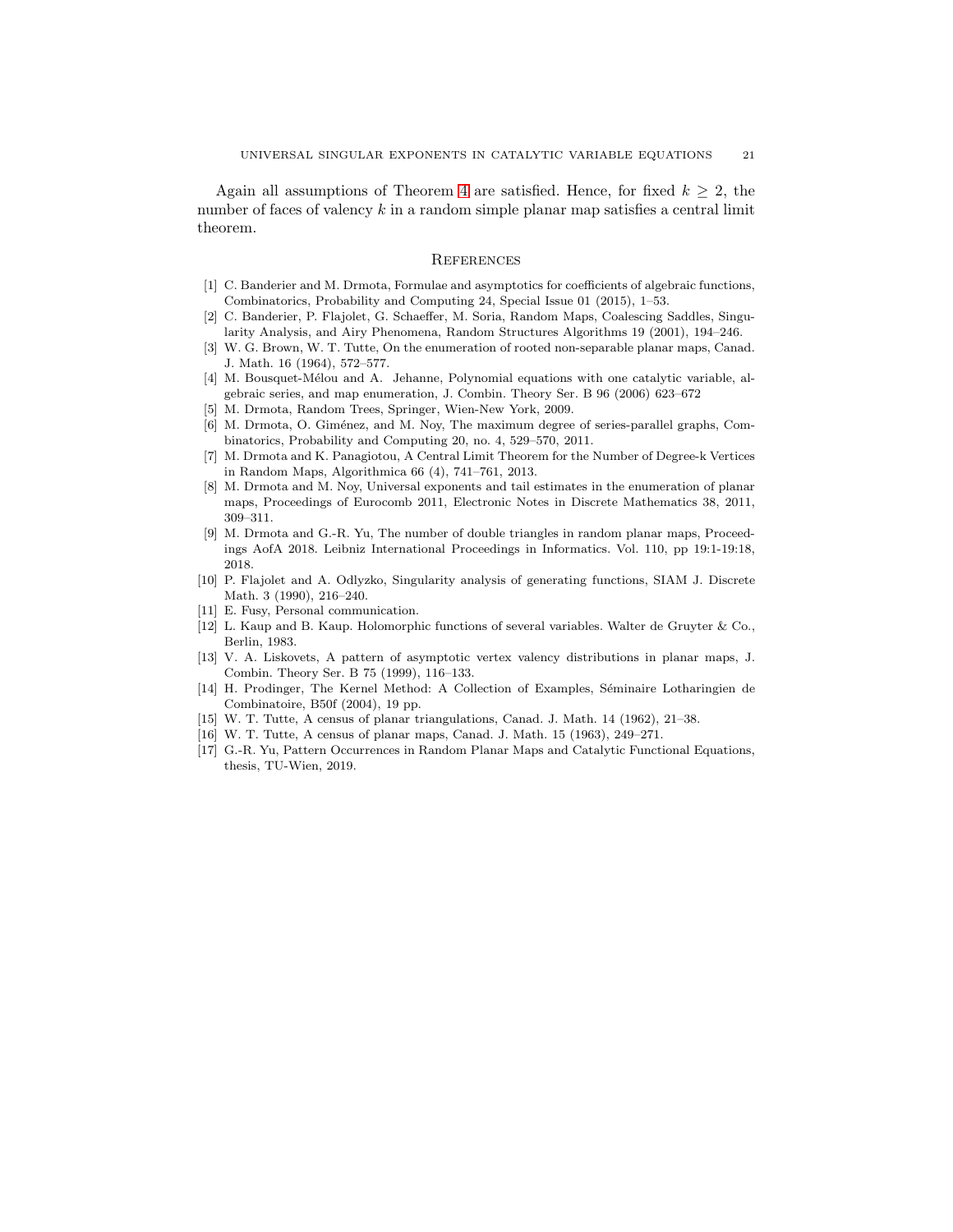Again all assumptions of Theorem 4 are satisfied. Hence, for fixed $k \geq 2$, the number of faces of valency $k$ in a random simple planar map satisfies a central limit theorem.

## References

[1] C. Banderier and M. Drmota, Formulae and asymptotics for coefficients of algebraic functions, Combinatorics, Probability and Computing 24, Special Issue 01 (2015), 1–53.

[2] C. Banderier, P. Flajolet, G. Schaeffer, M. Soria, Random Maps, Coalescing Saddles, Singularity Analysis, and Airy Phenomena, Random Structures Algorithms 19 (2001), 194–246.

[3] W. G. Brown, W. T. Tutte, On the enumeration of rooted non-separable planar maps, Canad. J. Math. 16 (1964), 572–577.

[4] M. Bousquet-Mélou and A. Jehanne, Polynomial equations with one catalytic variable, algebraic series, and map enumeration, J. Combin. Theory Ser. B 96 (2006) 623–672

[5] M. Drmota, Random Trees, Springer, Wien-New York, 2009.

[6] M. Drmota, O. Giménez, and M. Noy, The maximum degree of series-parallel graphs, Combinatorics, Probability and Computing 20, no. 4, 529–570, 2011.

[7] M. Drmota and K. Panagiotou, A Central Limit Theorem for the Number of Degree-k Vertices in Random Maps, Algorithmica 66 (4), 741–761, 2013.

[8] M. Drmota and M. Noy, Universal exponents and tail estimates in the enumeration of planar maps, Proceedings of Eurocomb 2011, Electronic Notes in Discrete Mathematics 38, 2011, 309–311.

[9] M. Drmota and G.-R. Yu, The number of double triangles in random planar maps, Proceedings AofA 2018. Leibniz International Proceedings in Informatics. Vol. 110, pp 19:1-19:18, 2018.

[10] P. Flajolet and A. Odlyzko, Singularity analysis of generating functions, SIAM J. Discrete Math. 3 (1990), 216–240.

[11] E. Fusy, Personal communication.

[12] L. Kaup and B. Kaup. Holomorphic functions of several variables. Walter de Gruyter & Co., Berlin, 1983.

[13] V. A. Liskovets, A pattern of asymptotic vertex valency distributions in planar maps, J. Combin. Theory Ser. B 75 (1999), 116–133.

[14] H. Prodinger, The Kernel Method: A Collection of Examples, Séminaire Lotharingien de Combinatoire, B50f (2004), 19 pp.

[15] W. T. Tutte, A census of planar triangulations, Canad. J. Math. 14 (1962), 21–38.

[16] W. T. Tutte, A census of planar maps, Canad. J. Math. 15 (1963), 249–271.

[17] G.-R. Yu, Pattern Occurrences in Random Planar Maps and Catalytic Functional Equations, thesis, TU-Wien, 2019.